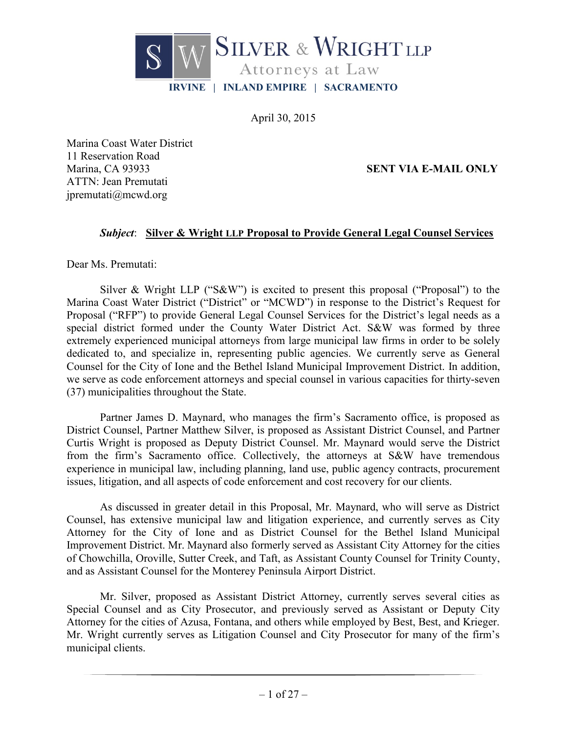**SILVER & WRIGHT LLP**
Attorneys at Law
**IRVINE | INLAND EMPIRE | SACRAMENTO**

April 30, 2015

Marina Coast Water District
11 Reservation Road
Marina, CA 93933
ATTN: Jean Premutati
jpremutati@mcwd.org

**SENT VIA E-MAIL ONLY**

***Subject*: Silver & Wright LLP Proposal to Provide General Legal Counsel Services**

Dear Ms. Premutati:

Silver & Wright LLP ("S&W") is excited to present this proposal ("Proposal") to the Marina Coast Water District ("District" or "MCWD") in response to the District's Request for Proposal ("RFP") to provide General Legal Counsel Services for the District's legal needs as a special district formed under the County Water District Act. S&W was formed by three extremely experienced municipal attorneys from large municipal law firms in order to be solely dedicated to, and specialize in, representing public agencies. We currently serve as General Counsel for the City of Ione and the Bethel Island Municipal Improvement District. In addition, we serve as code enforcement attorneys and special counsel in various capacities for thirty-seven (37) municipalities throughout the State.

Partner James D. Maynard, who manages the firm's Sacramento office, is proposed as District Counsel, Partner Matthew Silver, is proposed as Assistant District Counsel, and Partner Curtis Wright is proposed as Deputy District Counsel. Mr. Maynard would serve the District from the firm's Sacramento office. Collectively, the attorneys at S&W have tremendous experience in municipal law, including planning, land use, public agency contracts, procurement issues, litigation, and all aspects of code enforcement and cost recovery for our clients.

As discussed in greater detail in this Proposal, Mr. Maynard, who will serve as District Counsel, has extensive municipal law and litigation experience, and currently serves as City Attorney for the City of Ione and as District Counsel for the Bethel Island Municipal Improvement District. Mr. Maynard also formerly served as Assistant City Attorney for the cities of Chowchilla, Oroville, Sutter Creek, and Taft, as Assistant County Counsel for Trinity County, and as Assistant Counsel for the Monterey Peninsula Airport District.

Mr. Silver, proposed as Assistant District Attorney, currently serves several cities as Special Counsel and as City Prosecutor, and previously served as Assistant or Deputy City Attorney for the cities of Azusa, Fontana, and others while employed by Best, Best, and Krieger. Mr. Wright currently serves as Litigation Counsel and City Prosecutor for many of the firm's municipal clients.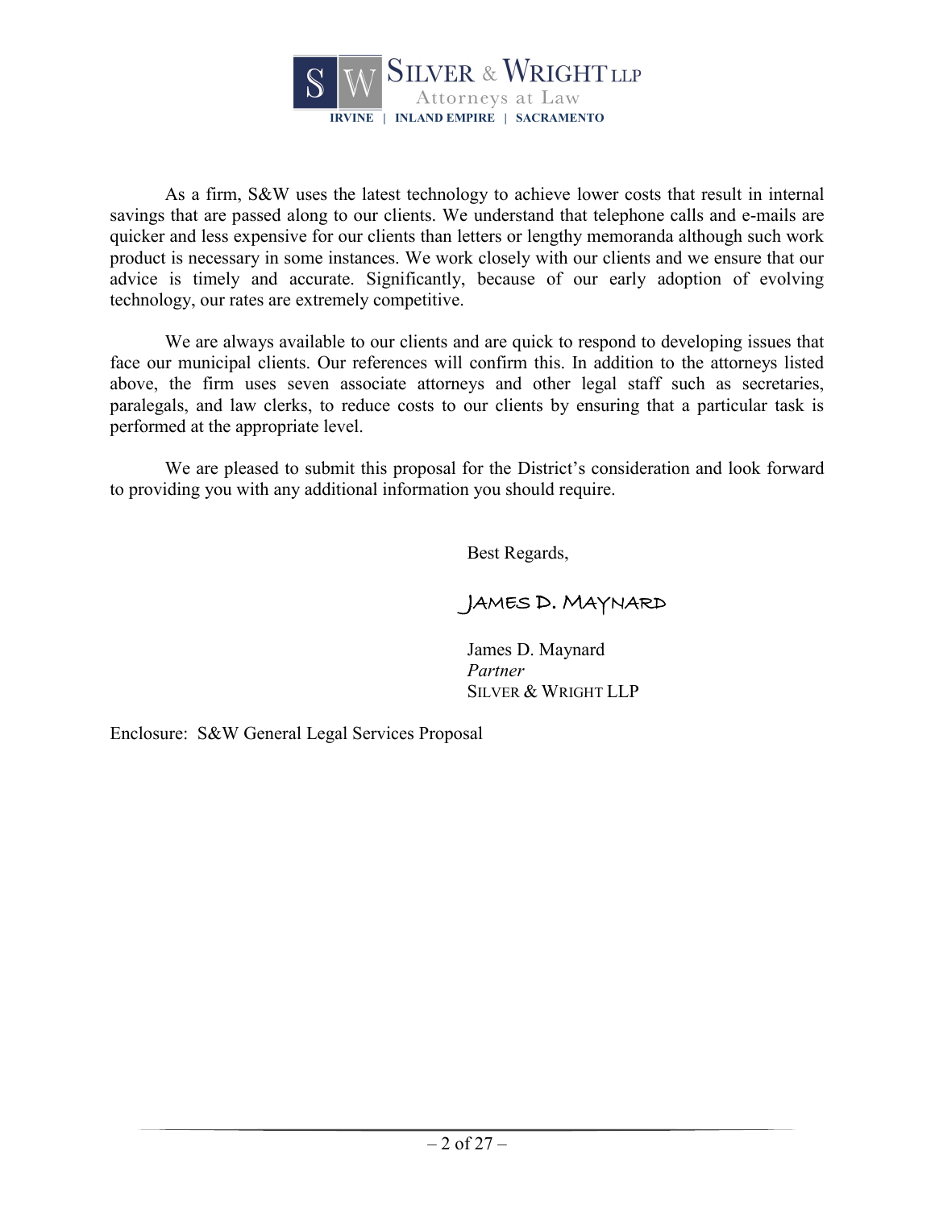As a firm, S&W uses the latest technology to achieve lower costs that result in internal savings that are passed along to our clients. We understand that telephone calls and e-mails are quicker and less expensive for our clients than letters or lengthy memoranda although such work product is necessary in some instances. We work closely with our clients and we ensure that our advice is timely and accurate. Significantly, because of our early adoption of evolving technology, our rates are extremely competitive.

We are always available to our clients and are quick to respond to developing issues that face our municipal clients. Our references will confirm this. In addition to the attorneys listed above, the firm uses seven associate attorneys and other legal staff such as secretaries, paralegals, and law clerks, to reduce costs to our clients by ensuring that a particular task is performed at the appropriate level.

We are pleased to submit this proposal for the District's consideration and look forward to providing you with any additional information you should require.

Best Regards,

JAMES D. MAYNARD

James D. Maynard
*Partner*
SILVER & WRIGHT LLP

Enclosure: S&W General Legal Services Proposal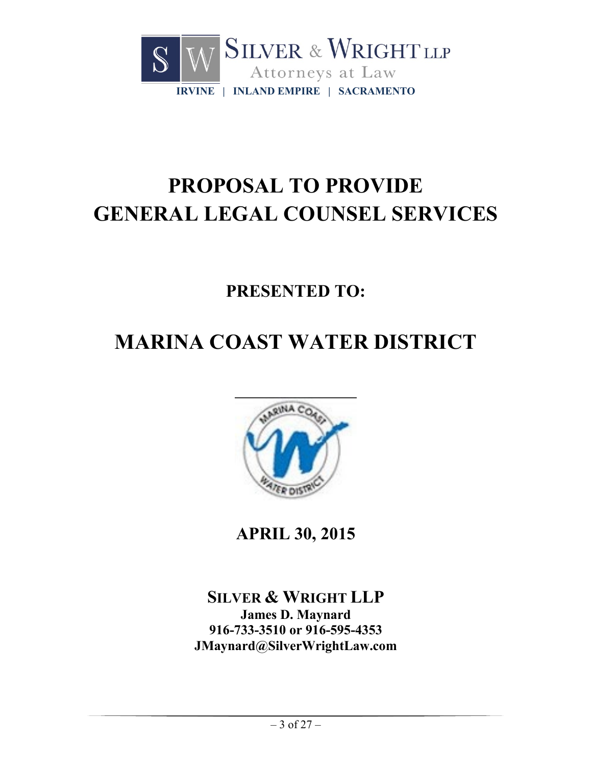SILVER & WRIGHT LLP
Attorneys at Law
IRVINE | INLAND EMPIRE | SACRAMENTO

# PROPOSAL TO PROVIDE GENERAL LEGAL COUNSEL SERVICES

## PRESENTED TO:

# MARINA COAST WATER DISTRICT

## APRIL 30, 2015

**SILVER & WRIGHT LLP**
**James D. Maynard**
**916-733-3510 or 916-595-4353**
**JMaynard@SilverWrightLaw.com**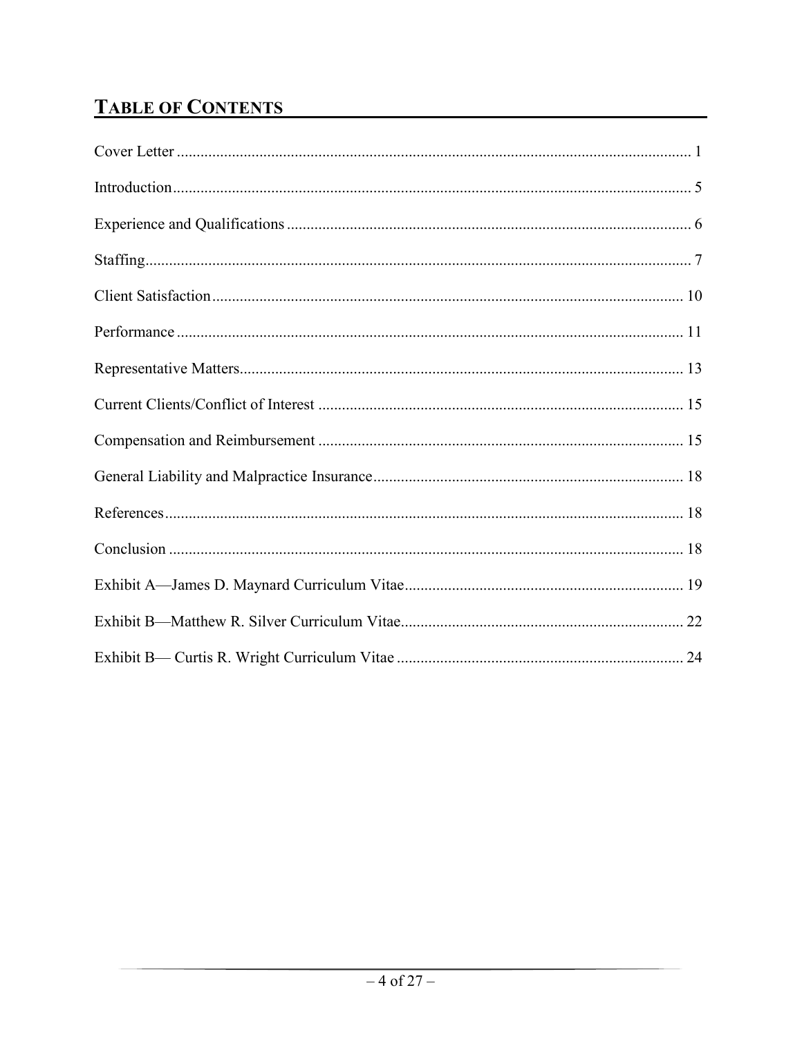# TABLE OF CONTENTS

Cover Letter .................................................................................................................. 1

Introduction.................................................................................................................. 5

Experience and Qualifications ...................................................................................... 6

Staffing.......................................................................................................................... 7

Client Satisfaction ....................................................................................................... 10

Performance ................................................................................................................ 11

Representative Matters................................................................................................ 13

Current Clients/Conflict of Interest ............................................................................ 15

Compensation and Reimbursement ............................................................................ 15

General Liability and Malpractice Insurance.............................................................. 18

References................................................................................................................... 18

Conclusion .................................................................................................................. 18

Exhibit A—James D. Maynard Curriculum Vitae....................................................... 19

Exhibit B—Matthew R. Silver Curriculum Vitae........................................................ 22

Exhibit B— Curtis R. Wright Curriculum Vitae ......................................................... 24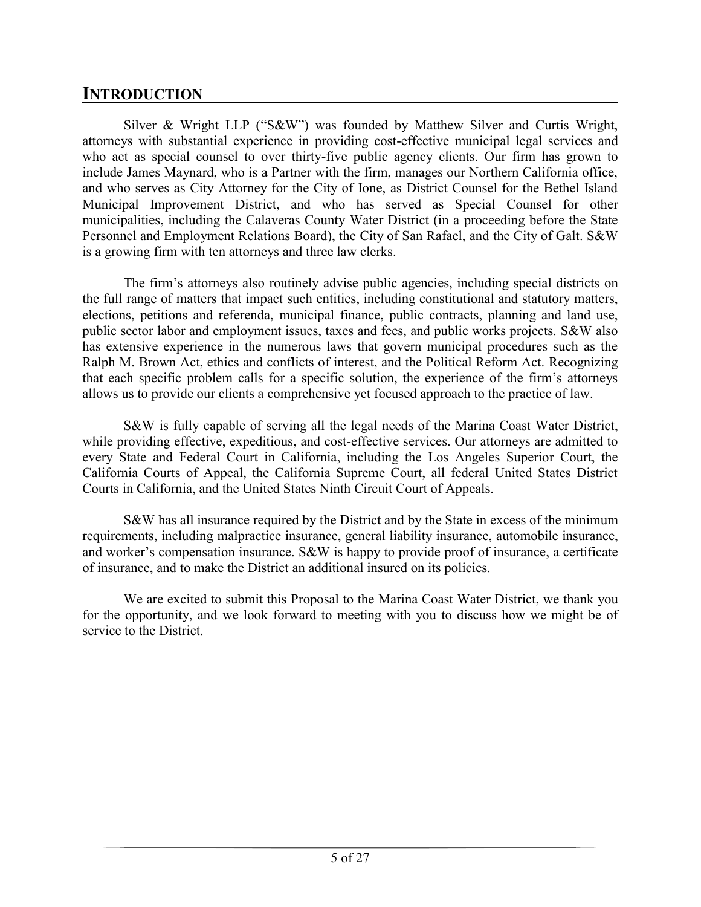## INTRODUCTION

Silver & Wright LLP ("S&W") was founded by Matthew Silver and Curtis Wright, attorneys with substantial experience in providing cost-effective municipal legal services and who act as special counsel to over thirty-five public agency clients. Our firm has grown to include James Maynard, who is a Partner with the firm, manages our Northern California office, and who serves as City Attorney for the City of Ione, as District Counsel for the Bethel Island Municipal Improvement District, and who has served as Special Counsel for other municipalities, including the Calaveras County Water District (in a proceeding before the State Personnel and Employment Relations Board), the City of San Rafael, and the City of Galt. S&W is a growing firm with ten attorneys and three law clerks.

The firm's attorneys also routinely advise public agencies, including special districts on the full range of matters that impact such entities, including constitutional and statutory matters, elections, petitions and referenda, municipal finance, public contracts, planning and land use, public sector labor and employment issues, taxes and fees, and public works projects. S&W also has extensive experience in the numerous laws that govern municipal procedures such as the Ralph M. Brown Act, ethics and conflicts of interest, and the Political Reform Act. Recognizing that each specific problem calls for a specific solution, the experience of the firm's attorneys allows us to provide our clients a comprehensive yet focused approach to the practice of law.

S&W is fully capable of serving all the legal needs of the Marina Coast Water District, while providing effective, expeditious, and cost-effective services. Our attorneys are admitted to every State and Federal Court in California, including the Los Angeles Superior Court, the California Courts of Appeal, the California Supreme Court, all federal United States District Courts in California, and the United States Ninth Circuit Court of Appeals.

S&W has all insurance required by the District and by the State in excess of the minimum requirements, including malpractice insurance, general liability insurance, automobile insurance, and worker's compensation insurance. S&W is happy to provide proof of insurance, a certificate of insurance, and to make the District an additional insured on its policies.

We are excited to submit this Proposal to the Marina Coast Water District, we thank you for the opportunity, and we look forward to meeting with you to discuss how we might be of service to the District.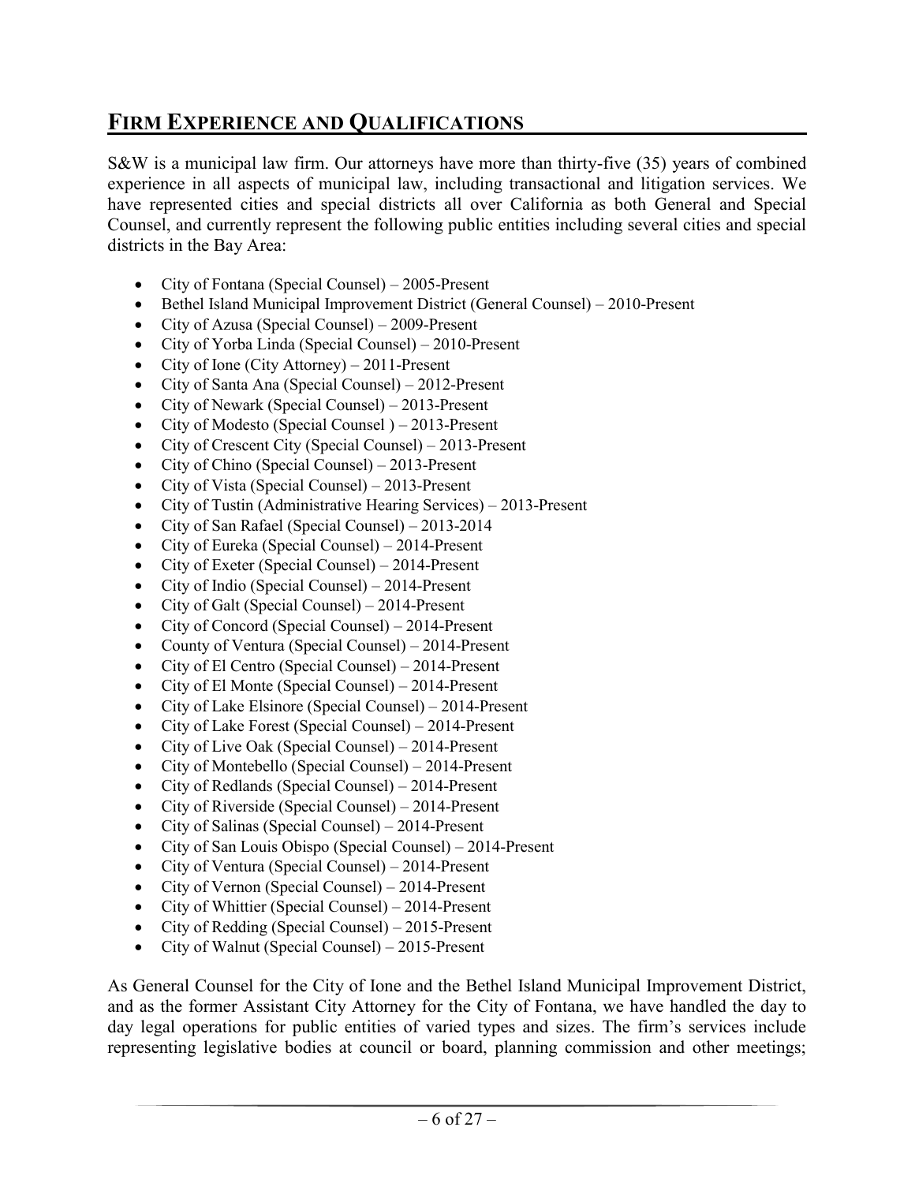## FIRM EXPERIENCE AND QUALIFICATIONS

S&W is a municipal law firm. Our attorneys have more than thirty-five (35) years of combined experience in all aspects of municipal law, including transactional and litigation services. We have represented cities and special districts all over California as both General and Special Counsel, and currently represent the following public entities including several cities and special districts in the Bay Area:

- City of Fontana (Special Counsel) – 2005-Present
- Bethel Island Municipal Improvement District (General Counsel) – 2010-Present
- City of Azusa (Special Counsel) – 2009-Present
- City of Yorba Linda (Special Counsel) – 2010-Present
- City of Ione (City Attorney) – 2011-Present
- City of Santa Ana (Special Counsel) – 2012-Present
- City of Newark (Special Counsel) – 2013-Present
- City of Modesto (Special Counsel ) – 2013-Present
- City of Crescent City (Special Counsel) – 2013-Present
- City of Chino (Special Counsel) – 2013-Present
- City of Vista (Special Counsel) – 2013-Present
- City of Tustin (Administrative Hearing Services) – 2013-Present
- City of San Rafael (Special Counsel) – 2013-2014
- City of Eureka (Special Counsel) – 2014-Present
- City of Exeter (Special Counsel) – 2014-Present
- City of Indio (Special Counsel) – 2014-Present
- City of Galt (Special Counsel) – 2014-Present
- City of Concord (Special Counsel) – 2014-Present
- County of Ventura (Special Counsel) – 2014-Present
- City of El Centro (Special Counsel) – 2014-Present
- City of El Monte (Special Counsel) – 2014-Present
- City of Lake Elsinore (Special Counsel) – 2014-Present
- City of Lake Forest (Special Counsel) – 2014-Present
- City of Live Oak (Special Counsel) – 2014-Present
- City of Montebello (Special Counsel) – 2014-Present
- City of Redlands (Special Counsel) – 2014-Present
- City of Riverside (Special Counsel) – 2014-Present
- City of Salinas (Special Counsel) – 2014-Present
- City of San Louis Obispo (Special Counsel) – 2014-Present
- City of Ventura (Special Counsel) – 2014-Present
- City of Vernon (Special Counsel) – 2014-Present
- City of Whittier (Special Counsel) – 2014-Present
- City of Redding (Special Counsel) – 2015-Present
- City of Walnut (Special Counsel) – 2015-Present

As General Counsel for the City of Ione and the Bethel Island Municipal Improvement District, and as the former Assistant City Attorney for the City of Fontana, we have handled the day to day legal operations for public entities of varied types and sizes. The firm's services include representing legislative bodies at council or board, planning commission and other meetings;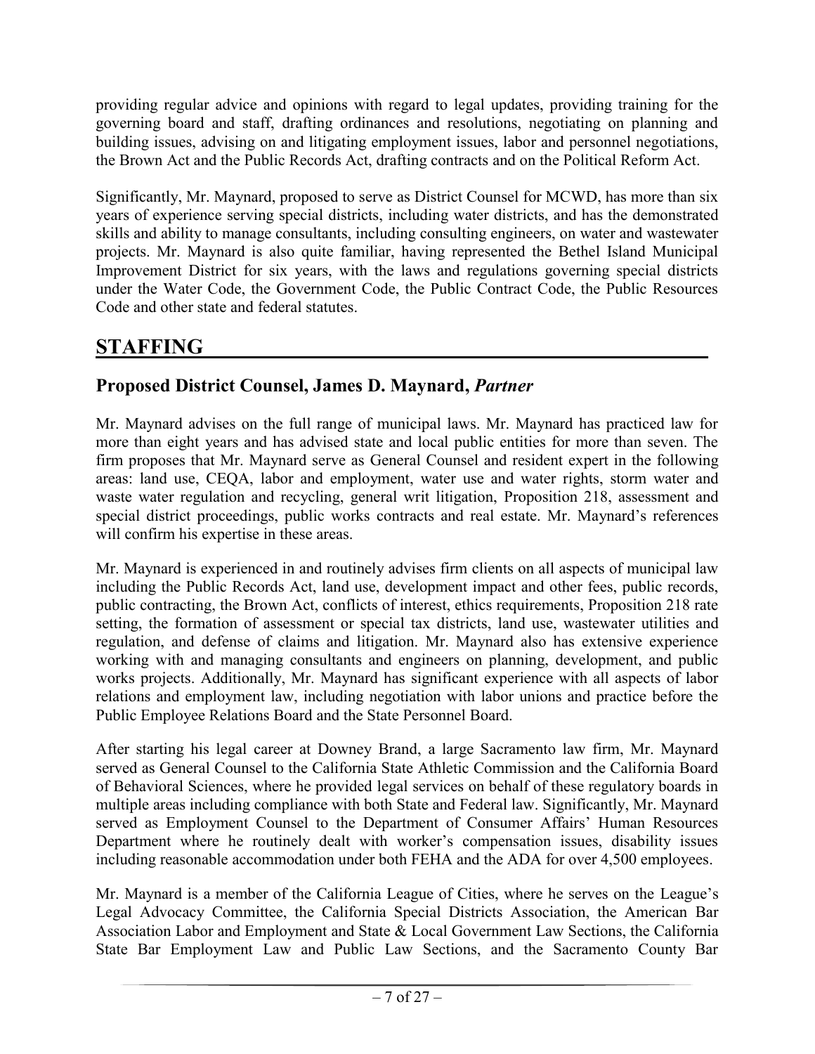providing regular advice and opinions with regard to legal updates, providing training for the governing board and staff, drafting ordinances and resolutions, negotiating on planning and building issues, advising on and litigating employment issues, labor and personnel negotiations, the Brown Act and the Public Records Act, drafting contracts and on the Political Reform Act.

Significantly, Mr. Maynard, proposed to serve as District Counsel for MCWD, has more than six years of experience serving special districts, including water districts, and has the demonstrated skills and ability to manage consultants, including consulting engineers, on water and wastewater projects. Mr. Maynard is also quite familiar, having represented the Bethel Island Municipal Improvement District for six years, with the laws and regulations governing special districts under the Water Code, the Government Code, the Public Contract Code, the Public Resources Code and other state and federal statutes.

# STAFFING

## Proposed District Counsel, James D. Maynard, *Partner*

Mr. Maynard advises on the full range of municipal laws. Mr. Maynard has practiced law for more than eight years and has advised state and local public entities for more than seven. The firm proposes that Mr. Maynard serve as General Counsel and resident expert in the following areas: land use, CEQA, labor and employment, water use and water rights, storm water and waste water regulation and recycling, general writ litigation, Proposition 218, assessment and special district proceedings, public works contracts and real estate. Mr. Maynard's references will confirm his expertise in these areas.

Mr. Maynard is experienced in and routinely advises firm clients on all aspects of municipal law including the Public Records Act, land use, development impact and other fees, public records, public contracting, the Brown Act, conflicts of interest, ethics requirements, Proposition 218 rate setting, the formation of assessment or special tax districts, land use, wastewater utilities and regulation, and defense of claims and litigation. Mr. Maynard also has extensive experience working with and managing consultants and engineers on planning, development, and public works projects. Additionally, Mr. Maynard has significant experience with all aspects of labor relations and employment law, including negotiation with labor unions and practice before the Public Employee Relations Board and the State Personnel Board.

After starting his legal career at Downey Brand, a large Sacramento law firm, Mr. Maynard served as General Counsel to the California State Athletic Commission and the California Board of Behavioral Sciences, where he provided legal services on behalf of these regulatory boards in multiple areas including compliance with both State and Federal law. Significantly, Mr. Maynard served as Employment Counsel to the Department of Consumer Affairs' Human Resources Department where he routinely dealt with worker's compensation issues, disability issues including reasonable accommodation under both FEHA and the ADA for over 4,500 employees.

Mr. Maynard is a member of the California League of Cities, where he serves on the League's Legal Advocacy Committee, the California Special Districts Association, the American Bar Association Labor and Employment and State & Local Government Law Sections, the California State Bar Employment Law and Public Law Sections, and the Sacramento County Bar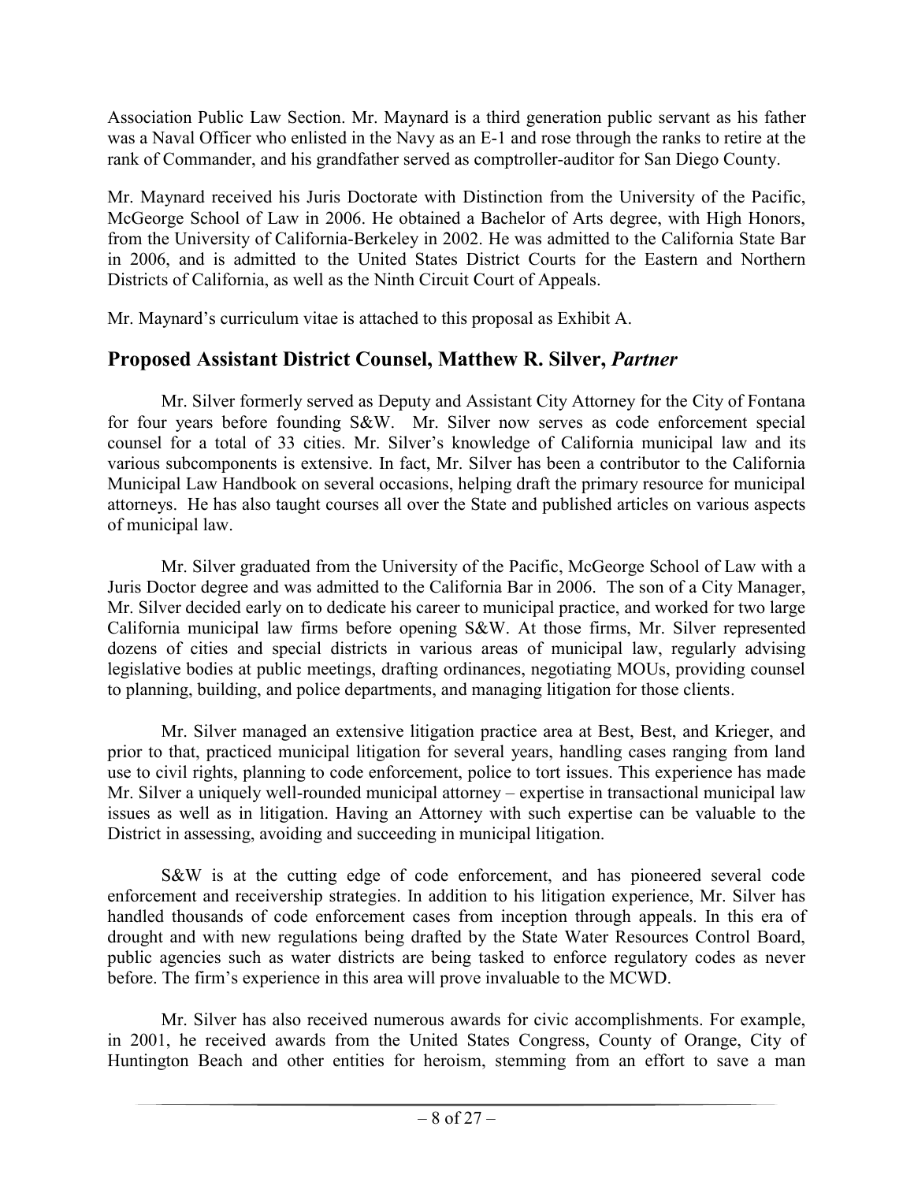Association Public Law Section. Mr. Maynard is a third generation public servant as his father was a Naval Officer who enlisted in the Navy as an E-1 and rose through the ranks to retire at the rank of Commander, and his grandfather served as comptroller-auditor for San Diego County.

Mr. Maynard received his Juris Doctorate with Distinction from the University of the Pacific, McGeorge School of Law in 2006. He obtained a Bachelor of Arts degree, with High Honors, from the University of California-Berkeley in 2002. He was admitted to the California State Bar in 2006, and is admitted to the United States District Courts for the Eastern and Northern Districts of California, as well as the Ninth Circuit Court of Appeals.

Mr. Maynard's curriculum vitae is attached to this proposal as Exhibit A.

## Proposed Assistant District Counsel, Matthew R. Silver, *Partner*

Mr. Silver formerly served as Deputy and Assistant City Attorney for the City of Fontana for four years before founding S&W. Mr. Silver now serves as code enforcement special counsel for a total of 33 cities. Mr. Silver's knowledge of California municipal law and its various subcomponents is extensive. In fact, Mr. Silver has been a contributor to the California Municipal Law Handbook on several occasions, helping draft the primary resource for municipal attorneys. He has also taught courses all over the State and published articles on various aspects of municipal law.

Mr. Silver graduated from the University of the Pacific, McGeorge School of Law with a Juris Doctor degree and was admitted to the California Bar in 2006. The son of a City Manager, Mr. Silver decided early on to dedicate his career to municipal practice, and worked for two large California municipal law firms before opening S&W. At those firms, Mr. Silver represented dozens of cities and special districts in various areas of municipal law, regularly advising legislative bodies at public meetings, drafting ordinances, negotiating MOUs, providing counsel to planning, building, and police departments, and managing litigation for those clients.

Mr. Silver managed an extensive litigation practice area at Best, Best, and Krieger, and prior to that, practiced municipal litigation for several years, handling cases ranging from land use to civil rights, planning to code enforcement, police to tort issues. This experience has made Mr. Silver a uniquely well-rounded municipal attorney – expertise in transactional municipal law issues as well as in litigation. Having an Attorney with such expertise can be valuable to the District in assessing, avoiding and succeeding in municipal litigation.

S&W is at the cutting edge of code enforcement, and has pioneered several code enforcement and receivership strategies. In addition to his litigation experience, Mr. Silver has handled thousands of code enforcement cases from inception through appeals. In this era of drought and with new regulations being drafted by the State Water Resources Control Board, public agencies such as water districts are being tasked to enforce regulatory codes as never before. The firm's experience in this area will prove invaluable to the MCWD.

Mr. Silver has also received numerous awards for civic accomplishments. For example, in 2001, he received awards from the United States Congress, County of Orange, City of Huntington Beach and other entities for heroism, stemming from an effort to save a man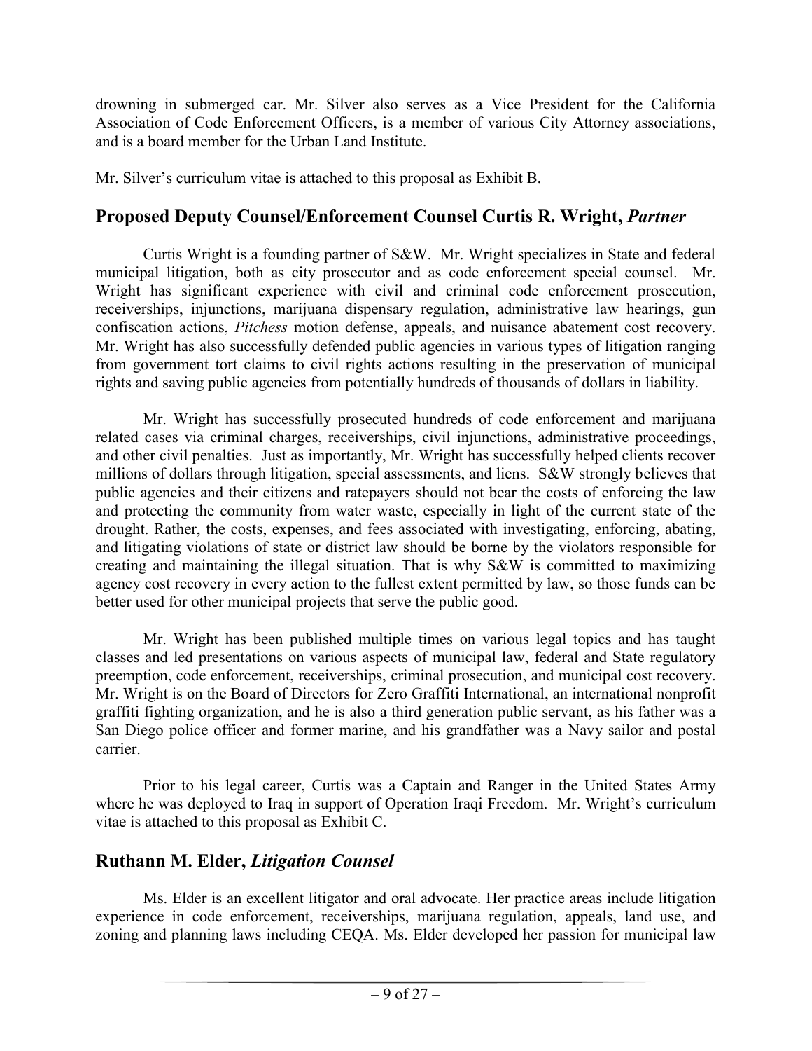drowning in submerged car. Mr. Silver also serves as a Vice President for the California Association of Code Enforcement Officers, is a member of various City Attorney associations, and is a board member for the Urban Land Institute.

Mr. Silver's curriculum vitae is attached to this proposal as Exhibit B.

## Proposed Deputy Counsel/Enforcement Counsel Curtis R. Wright, *Partner*

Curtis Wright is a founding partner of S&W. Mr. Wright specializes in State and federal municipal litigation, both as city prosecutor and as code enforcement special counsel. Mr. Wright has significant experience with civil and criminal code enforcement prosecution, receiverships, injunctions, marijuana dispensary regulation, administrative law hearings, gun confiscation actions, *Pitchess* motion defense, appeals, and nuisance abatement cost recovery. Mr. Wright has also successfully defended public agencies in various types of litigation ranging from government tort claims to civil rights actions resulting in the preservation of municipal rights and saving public agencies from potentially hundreds of thousands of dollars in liability.

Mr. Wright has successfully prosecuted hundreds of code enforcement and marijuana related cases via criminal charges, receiverships, civil injunctions, administrative proceedings, and other civil penalties. Just as importantly, Mr. Wright has successfully helped clients recover millions of dollars through litigation, special assessments, and liens. S&W strongly believes that public agencies and their citizens and ratepayers should not bear the costs of enforcing the law and protecting the community from water waste, especially in light of the current state of the drought. Rather, the costs, expenses, and fees associated with investigating, enforcing, abating, and litigating violations of state or district law should be borne by the violators responsible for creating and maintaining the illegal situation. That is why S&W is committed to maximizing agency cost recovery in every action to the fullest extent permitted by law, so those funds can be better used for other municipal projects that serve the public good.

Mr. Wright has been published multiple times on various legal topics and has taught classes and led presentations on various aspects of municipal law, federal and State regulatory preemption, code enforcement, receiverships, criminal prosecution, and municipal cost recovery. Mr. Wright is on the Board of Directors for Zero Graffiti International, an international nonprofit graffiti fighting organization, and he is also a third generation public servant, as his father was a San Diego police officer and former marine, and his grandfather was a Navy sailor and postal carrier.

Prior to his legal career, Curtis was a Captain and Ranger in the United States Army where he was deployed to Iraq in support of Operation Iraqi Freedom. Mr. Wright's curriculum vitae is attached to this proposal as Exhibit C.

## Ruthann M. Elder, *Litigation Counsel*

Ms. Elder is an excellent litigator and oral advocate. Her practice areas include litigation experience in code enforcement, receiverships, marijuana regulation, appeals, land use, and zoning and planning laws including CEQA. Ms. Elder developed her passion for municipal law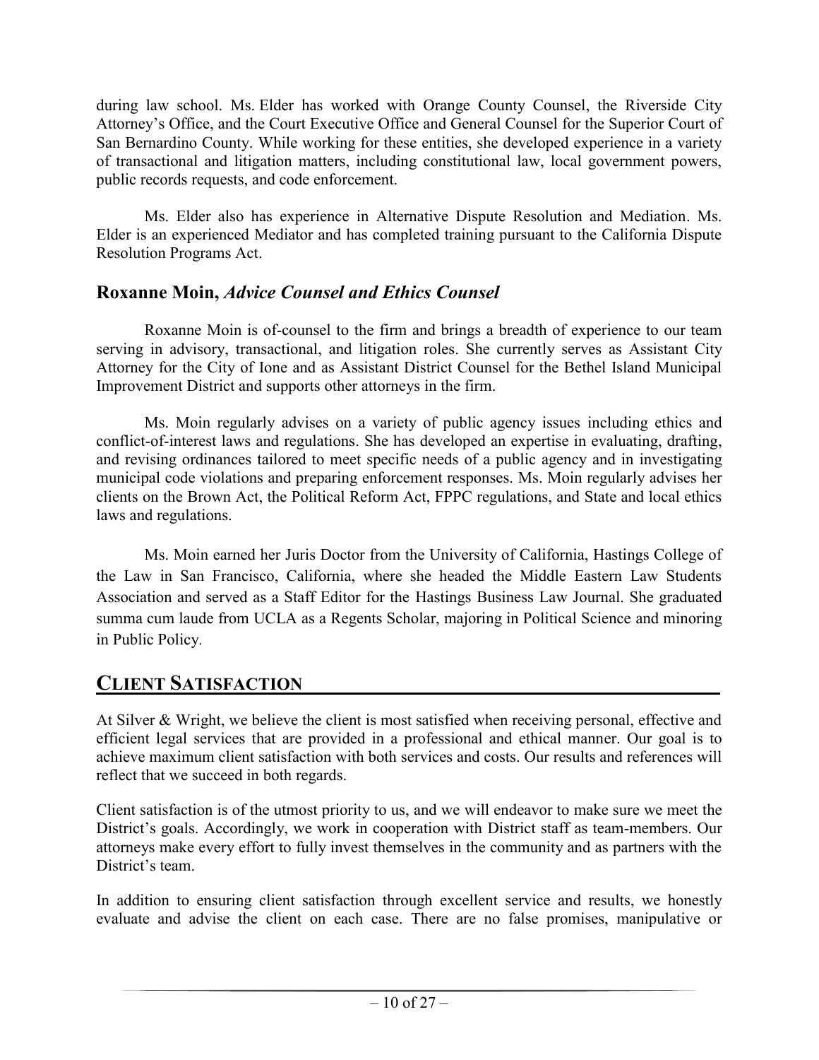during law school. Ms. Elder has worked with Orange County Counsel, the Riverside City Attorney's Office, and the Court Executive Office and General Counsel for the Superior Court of San Bernardino County. While working for these entities, she developed experience in a variety of transactional and litigation matters, including constitutional law, local government powers, public records requests, and code enforcement.

Ms. Elder also has experience in Alternative Dispute Resolution and Mediation. Ms. Elder is an experienced Mediator and has completed training pursuant to the California Dispute Resolution Programs Act.

### **Roxanne Moin,** *Advice Counsel and Ethics Counsel*

Roxanne Moin is of-counsel to the firm and brings a breadth of experience to our team serving in advisory, transactional, and litigation roles. She currently serves as Assistant City Attorney for the City of Ione and as Assistant District Counsel for the Bethel Island Municipal Improvement District and supports other attorneys in the firm.

Ms. Moin regularly advises on a variety of public agency issues including ethics and conflict-of-interest laws and regulations. She has developed an expertise in evaluating, drafting, and revising ordinances tailored to meet specific needs of a public agency and in investigating municipal code violations and preparing enforcement responses. Ms. Moin regularly advises her clients on the Brown Act, the Political Reform Act, FPPC regulations, and State and local ethics laws and regulations.

Ms. Moin earned her Juris Doctor from the University of California, Hastings College of the Law in San Francisco, California, where she headed the Middle Eastern Law Students Association and served as a Staff Editor for the Hastings Business Law Journal. She graduated summa cum laude from UCLA as a Regents Scholar, majoring in Political Science and minoring in Public Policy.

## CLIENT SATISFACTION

At Silver & Wright, we believe the client is most satisfied when receiving personal, effective and efficient legal services that are provided in a professional and ethical manner. Our goal is to achieve maximum client satisfaction with both services and costs. Our results and references will reflect that we succeed in both regards.

Client satisfaction is of the utmost priority to us, and we will endeavor to make sure we meet the District's goals. Accordingly, we work in cooperation with District staff as team-members. Our attorneys make every effort to fully invest themselves in the community and as partners with the District's team.

In addition to ensuring client satisfaction through excellent service and results, we honestly evaluate and advise the client on each case. There are no false promises, manipulative or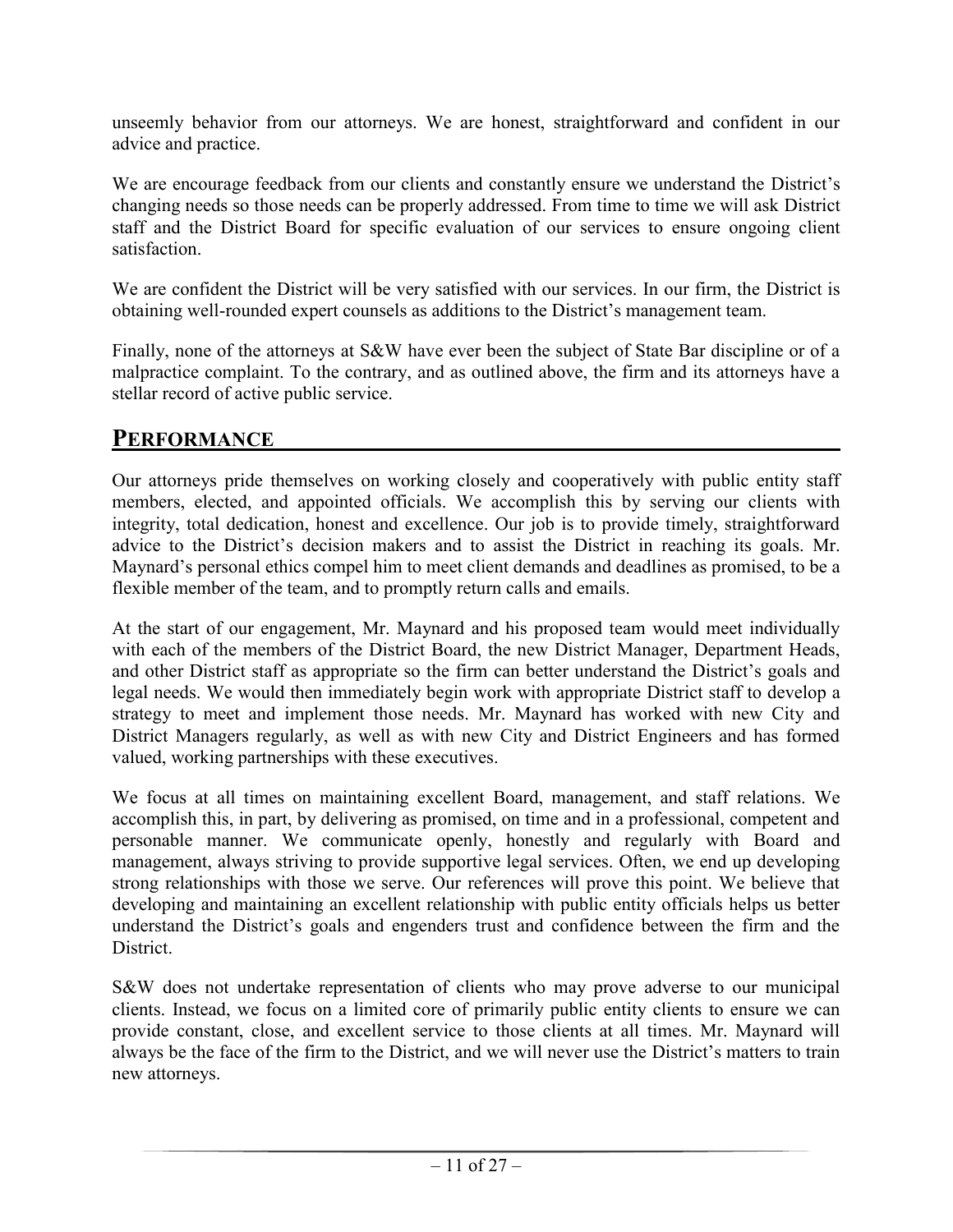unseemly behavior from our attorneys. We are honest, straightforward and confident in our advice and practice.

We are encourage feedback from our clients and constantly ensure we understand the District's changing needs so those needs can be properly addressed. From time to time we will ask District staff and the District Board for specific evaluation of our services to ensure ongoing client satisfaction.

We are confident the District will be very satisfied with our services. In our firm, the District is obtaining well-rounded expert counsels as additions to the District's management team.

Finally, none of the attorneys at S&W have ever been the subject of State Bar discipline or of a malpractice complaint. To the contrary, and as outlined above, the firm and its attorneys have a stellar record of active public service.

## PERFORMANCE

Our attorneys pride themselves on working closely and cooperatively with public entity staff members, elected, and appointed officials. We accomplish this by serving our clients with integrity, total dedication, honest and excellence. Our job is to provide timely, straightforward advice to the District's decision makers and to assist the District in reaching its goals. Mr. Maynard's personal ethics compel him to meet client demands and deadlines as promised, to be a flexible member of the team, and to promptly return calls and emails.

At the start of our engagement, Mr. Maynard and his proposed team would meet individually with each of the members of the District Board, the new District Manager, Department Heads, and other District staff as appropriate so the firm can better understand the District's goals and legal needs. We would then immediately begin work with appropriate District staff to develop a strategy to meet and implement those needs. Mr. Maynard has worked with new City and District Managers regularly, as well as with new City and District Engineers and has formed valued, working partnerships with these executives.

We focus at all times on maintaining excellent Board, management, and staff relations. We accomplish this, in part, by delivering as promised, on time and in a professional, competent and personable manner. We communicate openly, honestly and regularly with Board and management, always striving to provide supportive legal services. Often, we end up developing strong relationships with those we serve. Our references will prove this point. We believe that developing and maintaining an excellent relationship with public entity officials helps us better understand the District's goals and engenders trust and confidence between the firm and the District.

S&W does not undertake representation of clients who may prove adverse to our municipal clients. Instead, we focus on a limited core of primarily public entity clients to ensure we can provide constant, close, and excellent service to those clients at all times. Mr. Maynard will always be the face of the firm to the District, and we will never use the District's matters to train new attorneys.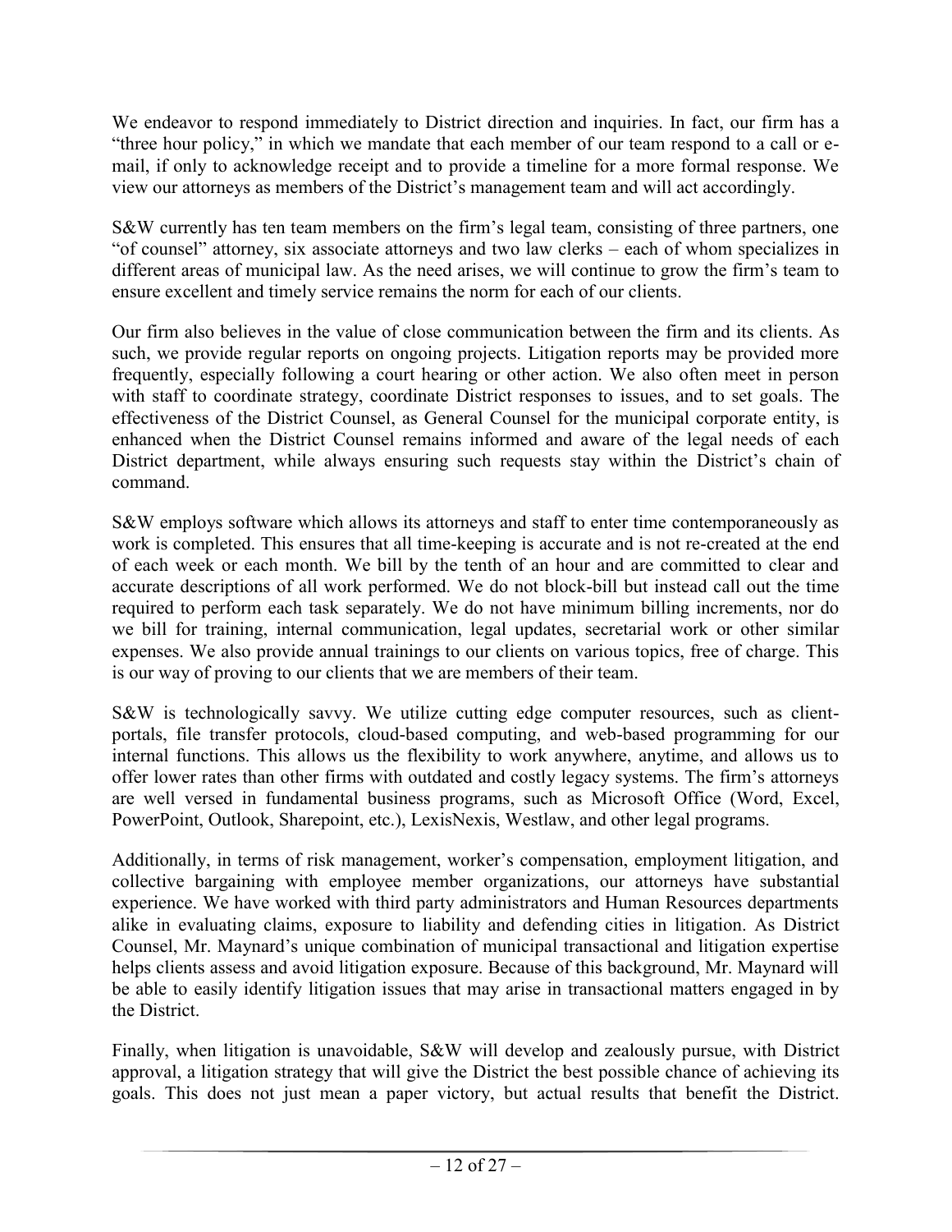We endeavor to respond immediately to District direction and inquiries. In fact, our firm has a "three hour policy," in which we mandate that each member of our team respond to a call or e-mail, if only to acknowledge receipt and to provide a timeline for a more formal response. We view our attorneys as members of the District's management team and will act accordingly.

S&W currently has ten team members on the firm's legal team, consisting of three partners, one "of counsel" attorney, six associate attorneys and two law clerks – each of whom specializes in different areas of municipal law. As the need arises, we will continue to grow the firm's team to ensure excellent and timely service remains the norm for each of our clients.

Our firm also believes in the value of close communication between the firm and its clients. As such, we provide regular reports on ongoing projects. Litigation reports may be provided more frequently, especially following a court hearing or other action. We also often meet in person with staff to coordinate strategy, coordinate District responses to issues, and to set goals. The effectiveness of the District Counsel, as General Counsel for the municipal corporate entity, is enhanced when the District Counsel remains informed and aware of the legal needs of each District department, while always ensuring such requests stay within the District's chain of command.

S&W employs software which allows its attorneys and staff to enter time contemporaneously as work is completed. This ensures that all time-keeping is accurate and is not re-created at the end of each week or each month. We bill by the tenth of an hour and are committed to clear and accurate descriptions of all work performed. We do not block-bill but instead call out the time required to perform each task separately. We do not have minimum billing increments, nor do we bill for training, internal communication, legal updates, secretarial work or other similar expenses. We also provide annual trainings to our clients on various topics, free of charge. This is our way of proving to our clients that we are members of their team.

S&W is technologically savvy. We utilize cutting edge computer resources, such as client-portals, file transfer protocols, cloud-based computing, and web-based programming for our internal functions. This allows us the flexibility to work anywhere, anytime, and allows us to offer lower rates than other firms with outdated and costly legacy systems. The firm's attorneys are well versed in fundamental business programs, such as Microsoft Office (Word, Excel, PowerPoint, Outlook, Sharepoint, etc.), LexisNexis, Westlaw, and other legal programs.

Additionally, in terms of risk management, worker's compensation, employment litigation, and collective bargaining with employee member organizations, our attorneys have substantial experience. We have worked with third party administrators and Human Resources departments alike in evaluating claims, exposure to liability and defending cities in litigation. As District Counsel, Mr. Maynard's unique combination of municipal transactional and litigation expertise helps clients assess and avoid litigation exposure. Because of this background, Mr. Maynard will be able to easily identify litigation issues that may arise in transactional matters engaged in by the District.

Finally, when litigation is unavoidable, S&W will develop and zealously pursue, with District approval, a litigation strategy that will give the District the best possible chance of achieving its goals. This does not just mean a paper victory, but actual results that benefit the District.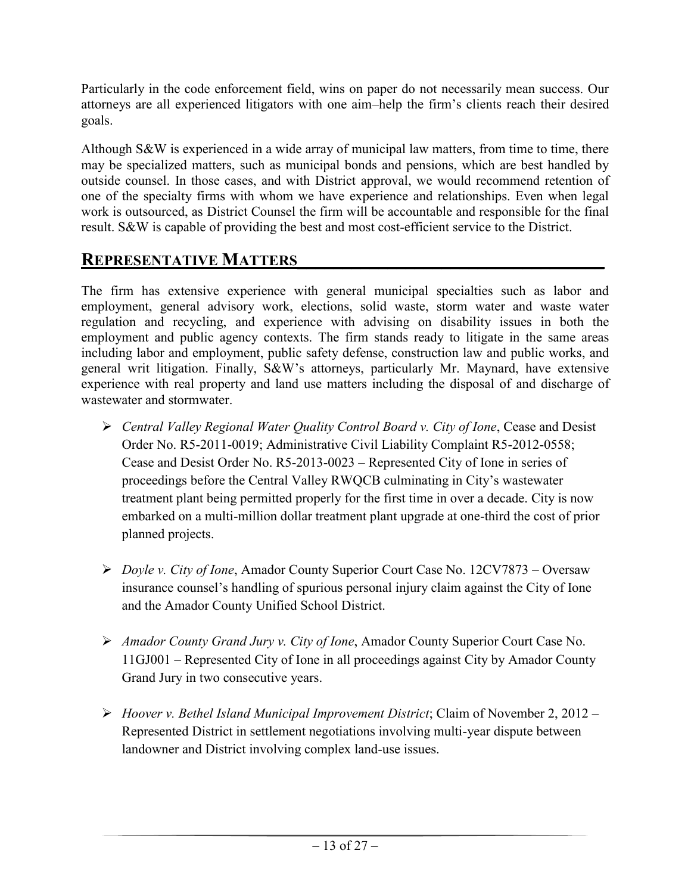Particularly in the code enforcement field, wins on paper do not necessarily mean success. Our attorneys are all experienced litigators with one aim–help the firm's clients reach their desired goals.

Although S&W is experienced in a wide array of municipal law matters, from time to time, there may be specialized matters, such as municipal bonds and pensions, which are best handled by outside counsel. In those cases, and with District approval, we would recommend retention of one of the specialty firms with whom we have experience and relationships. Even when legal work is outsourced, as District Counsel the firm will be accountable and responsible for the final result. S&W is capable of providing the best and most cost-efficient service to the District.

## REPRESENTATIVE MATTERS

The firm has extensive experience with general municipal specialties such as labor and employment, general advisory work, elections, solid waste, storm water and waste water regulation and recycling, and experience with advising on disability issues in both the employment and public agency contexts. The firm stands ready to litigate in the same areas including labor and employment, public safety defense, construction law and public works, and general writ litigation. Finally, S&W's attorneys, particularly Mr. Maynard, have extensive experience with real property and land use matters including the disposal of and discharge of wastewater and stormwater.

- *Central Valley Regional Water Quality Control Board v. City of Ione*, Cease and Desist Order No. R5-2011-0019; Administrative Civil Liability Complaint R5-2012-0558; Cease and Desist Order No. R5-2013-0023 – Represented City of Ione in series of proceedings before the Central Valley RWQCB culminating in City's wastewater treatment plant being permitted properly for the first time in over a decade. City is now embarked on a multi-million dollar treatment plant upgrade at one-third the cost of prior planned projects.

- *Doyle v. City of Ione*, Amador County Superior Court Case No. 12CV7873 – Oversaw insurance counsel's handling of spurious personal injury claim against the City of Ione and the Amador County Unified School District.

- *Amador County Grand Jury v. City of Ione*, Amador County Superior Court Case No. 11GJ001 – Represented City of Ione in all proceedings against City by Amador County Grand Jury in two consecutive years.

- *Hoover v. Bethel Island Municipal Improvement District*; Claim of November 2, 2012 – Represented District in settlement negotiations involving multi-year dispute between landowner and District involving complex land-use issues.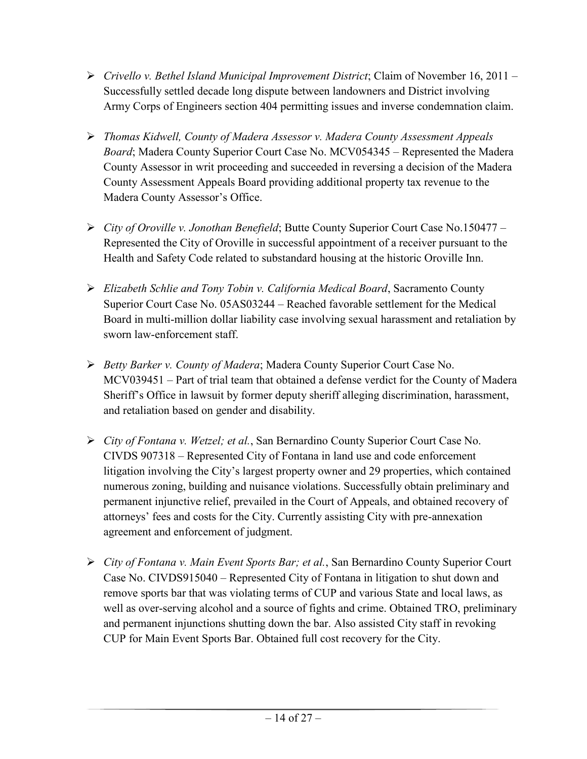- *Crivello v. Bethel Island Municipal Improvement District*; Claim of November 16, 2011 – Successfully settled decade long dispute between landowners and District involving Army Corps of Engineers section 404 permitting issues and inverse condemnation claim.

- *Thomas Kidwell, County of Madera Assessor v. Madera County Assessment Appeals Board*; Madera County Superior Court Case No. MCV054345 – Represented the Madera County Assessor in writ proceeding and succeeded in reversing a decision of the Madera County Assessment Appeals Board providing additional property tax revenue to the Madera County Assessor's Office.

- *City of Oroville v. Jonothan Benefield*; Butte County Superior Court Case No.150477 – Represented the City of Oroville in successful appointment of a receiver pursuant to the Health and Safety Code related to substandard housing at the historic Oroville Inn.

- *Elizabeth Schlie and Tony Tobin v. California Medical Board*, Sacramento County Superior Court Case No. 05AS03244 – Reached favorable settlement for the Medical Board in multi-million dollar liability case involving sexual harassment and retaliation by sworn law-enforcement staff.

- *Betty Barker v. County of Madera*; Madera County Superior Court Case No. MCV039451 – Part of trial team that obtained a defense verdict for the County of Madera Sheriff's Office in lawsuit by former deputy sheriff alleging discrimination, harassment, and retaliation based on gender and disability.

- *City of Fontana v. Wetzel; et al.*, San Bernardino County Superior Court Case No. CIVDS 907318 – Represented City of Fontana in land use and code enforcement litigation involving the City's largest property owner and 29 properties, which contained numerous zoning, building and nuisance violations. Successfully obtain preliminary and permanent injunctive relief, prevailed in the Court of Appeals, and obtained recovery of attorneys' fees and costs for the City. Currently assisting City with pre-annexation agreement and enforcement of judgment.

- *City of Fontana v. Main Event Sports Bar; et al.*, San Bernardino County Superior Court Case No. CIVDS915040 – Represented City of Fontana in litigation to shut down and remove sports bar that was violating terms of CUP and various State and local laws, as well as over-serving alcohol and a source of fights and crime. Obtained TRO, preliminary and permanent injunctions shutting down the bar. Also assisted City staff in revoking CUP for Main Event Sports Bar. Obtained full cost recovery for the City.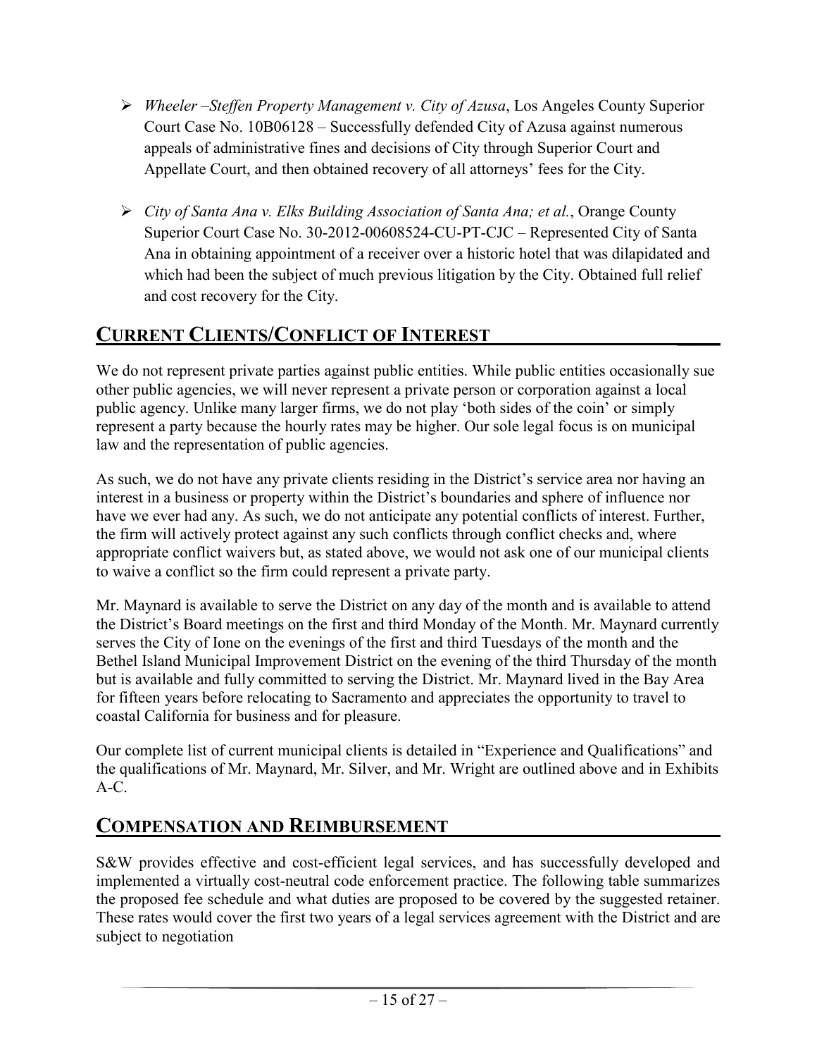- *Wheeler –Steffen Property Management v. City of Azusa*, Los Angeles County Superior Court Case No. 10B06128 – Successfully defended City of Azusa against numerous appeals of administrative fines and decisions of City through Superior Court and Appellate Court, and then obtained recovery of all attorneys' fees for the City.

- *City of Santa Ana v. Elks Building Association of Santa Ana; et al.*, Orange County Superior Court Case No. 30-2012-00608524-CU-PT-CJC – Represented City of Santa Ana in obtaining appointment of a receiver over a historic hotel that was dilapidated and which had been the subject of much previous litigation by the City. Obtained full relief and cost recovery for the City.

## CURRENT CLIENTS/CONFLICT OF INTEREST

We do not represent private parties against public entities. While public entities occasionally sue other public agencies, we will never represent a private person or corporation against a local public agency. Unlike many larger firms, we do not play 'both sides of the coin' or simply represent a party because the hourly rates may be higher. Our sole legal focus is on municipal law and the representation of public agencies.

As such, we do not have any private clients residing in the District's service area nor having an interest in a business or property within the District's boundaries and sphere of influence nor have we ever had any. As such, we do not anticipate any potential conflicts of interest. Further, the firm will actively protect against any such conflicts through conflict checks and, where appropriate conflict waivers but, as stated above, we would not ask one of our municipal clients to waive a conflict so the firm could represent a private party.

Mr. Maynard is available to serve the District on any day of the month and is available to attend the District's Board meetings on the first and third Monday of the Month. Mr. Maynard currently serves the City of Ione on the evenings of the first and third Tuesdays of the month and the Bethel Island Municipal Improvement District on the evening of the third Thursday of the month but is available and fully committed to serving the District. Mr. Maynard lived in the Bay Area for fifteen years before relocating to Sacramento and appreciates the opportunity to travel to coastal California for business and for pleasure.

Our complete list of current municipal clients is detailed in "Experience and Qualifications" and the qualifications of Mr. Maynard, Mr. Silver, and Mr. Wright are outlined above and in Exhibits A-C.

## COMPENSATION AND REIMBURSEMENT

S&W provides effective and cost-efficient legal services, and has successfully developed and implemented a virtually cost-neutral code enforcement practice. The following table summarizes the proposed fee schedule and what duties are proposed to be covered by the suggested retainer. These rates would cover the first two years of a legal services agreement with the District and are subject to negotiation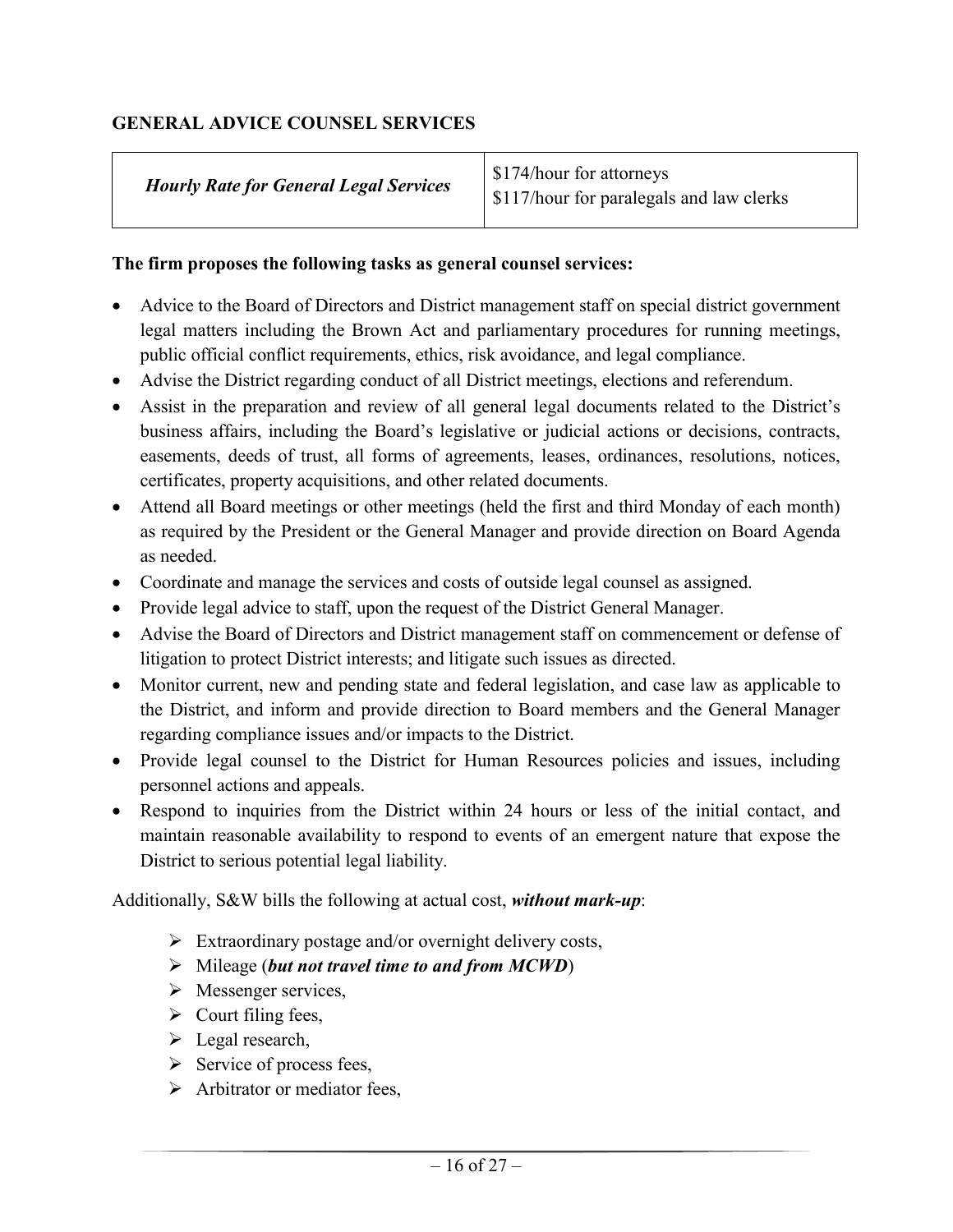## GENERAL ADVICE COUNSEL SERVICES

| ***Hourly Rate for General Legal Services*** | \$174/hour for attorneys<br>\$117/hour for paralegals and law clerks |
|---|---|

**The firm proposes the following tasks as general counsel services:**

- Advice to the Board of Directors and District management staff on special district government legal matters including the Brown Act and parliamentary procedures for running meetings, public official conflict requirements, ethics, risk avoidance, and legal compliance.
- Advise the District regarding conduct of all District meetings, elections and referendum.
- Assist in the preparation and review of all general legal documents related to the District's business affairs, including the Board's legislative or judicial actions or decisions, contracts, easements, deeds of trust, all forms of agreements, leases, ordinances, resolutions, notices, certificates, property acquisitions, and other related documents.
- Attend all Board meetings or other meetings (held the first and third Monday of each month) as required by the President or the General Manager and provide direction on Board Agenda as needed.
- Coordinate and manage the services and costs of outside legal counsel as assigned.
- Provide legal advice to staff, upon the request of the District General Manager.
- Advise the Board of Directors and District management staff on commencement or defense of litigation to protect District interests; and litigate such issues as directed.
- Monitor current, new and pending state and federal legislation, and case law as applicable to the District, and inform and provide direction to Board members and the General Manager regarding compliance issues and/or impacts to the District.
- Provide legal counsel to the District for Human Resources policies and issues, including personnel actions and appeals.
- Respond to inquiries from the District within 24 hours or less of the initial contact, and maintain reasonable availability to respond to events of an emergent nature that expose the District to serious potential legal liability.

Additionally, S&W bills the following at actual cost, ***without mark-up***:

- Extraordinary postage and/or overnight delivery costs,
- Mileage (***but not travel time to and from MCWD***)
- Messenger services,
- Court filing fees,
- Legal research,
- Service of process fees,
- Arbitrator or mediator fees,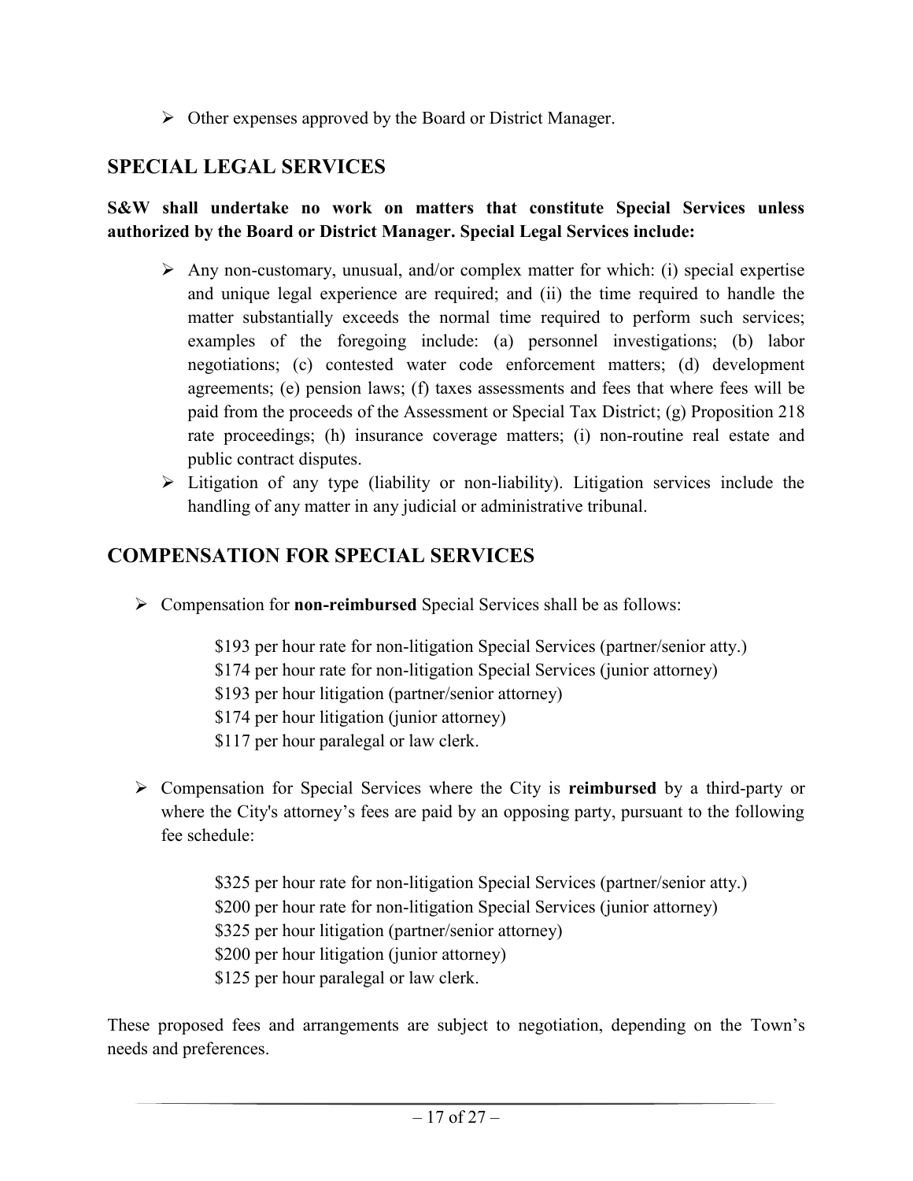- Other expenses approved by the Board or District Manager.

## SPECIAL LEGAL SERVICES

**S&W shall undertake no work on matters that constitute Special Services unless authorized by the Board or District Manager. Special Legal Services include:**

- Any non-customary, unusual, and/or complex matter for which: (i) special expertise and unique legal experience are required; and (ii) the time required to handle the matter substantially exceeds the normal time required to perform such services; examples of the foregoing include: (a) personnel investigations; (b) labor negotiations; (c) contested water code enforcement matters; (d) development agreements; (e) pension laws; (f) taxes assessments and fees that where fees will be paid from the proceeds of the Assessment or Special Tax District; (g) Proposition 218 rate proceedings; (h) insurance coverage matters; (i) non-routine real estate and public contract disputes.
- Litigation of any type (liability or non-liability). Litigation services include the handling of any matter in any judicial or administrative tribunal.

## COMPENSATION FOR SPECIAL SERVICES

- Compensation for **non-reimbursed** Special Services shall be as follows:

  $193 per hour rate for non-litigation Special Services (partner/senior atty.)
  $174 per hour rate for non-litigation Special Services (junior attorney)
  $193 per hour litigation (partner/senior attorney)
  $174 per hour litigation (junior attorney)
  $117 per hour paralegal or law clerk.

- Compensation for Special Services where the City is **reimbursed** by a third-party or where the City's attorney's fees are paid by an opposing party, pursuant to the following fee schedule:

  $325 per hour rate for non-litigation Special Services (partner/senior atty.)
  $200 per hour rate for non-litigation Special Services (junior attorney)
  $325 per hour litigation (partner/senior attorney)
  $200 per hour litigation (junior attorney)
  $125 per hour paralegal or law clerk.

These proposed fees and arrangements are subject to negotiation, depending on the Town's needs and preferences.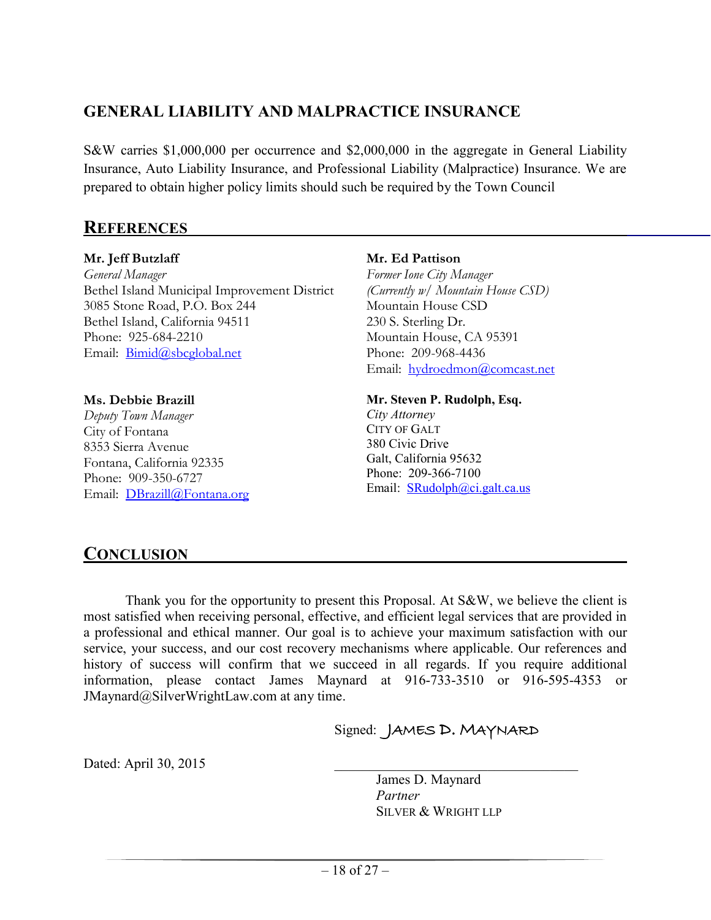## GENERAL LIABILITY AND MALPRACTICE INSURANCE

S&W carries $1,000,000 per occurrence and $2,000,000 in the aggregate in General Liability Insurance, Auto Liability Insurance, and Professional Liability (Malpractice) Insurance. We are prepared to obtain higher policy limits should such be required by the Town Council

## REFERENCES

**Mr. Jeff Butzlaff**
*General Manager*
Bethel Island Municipal Improvement District
3085 Stone Road, P.O. Box 244
Bethel Island, California 94511
Phone: 925-684-2210
Email: Bimid@sbcglobal.net

**Ms. Debbie Brazill**
*Deputy Town Manager*
City of Fontana
8353 Sierra Avenue
Fontana, California 92335
Phone: 909-350-6727
Email: DBrazill@Fontana.org

**Mr. Ed Pattison**
*Former Ione City Manager*
*(Currently w/ Mountain House CSD)*
Mountain House CSD
230 S. Sterling Dr.
Mountain House, CA 95391
Phone: 209-968-4436
Email: hydroedmon@comcast.net

**Mr. Steven P. Rudolph, Esq.**
*City Attorney*
CITY OF GALT
380 Civic Drive
Galt, California 95632
Phone: 209-366-7100
Email: SRudolph@ci.galt.ca.us

## CONCLUSION

Thank you for the opportunity to present this Proposal. At S&W, we believe the client is most satisfied when receiving personal, effective, and efficient legal services that are provided in a professional and ethical manner. Our goal is to achieve your maximum satisfaction with our service, your success, and our cost recovery mechanisms where applicable. Our references and history of success will confirm that we succeed in all regards. If you require additional information, please contact James Maynard at 916-733-3510 or 916-595-4353 or JMaynard@SilverWrightLaw.com at any time.

Signed: JAMES D. MAYNARD

Dated: April 30, 2015

James D. Maynard
*Partner*
SILVER & WRIGHT LLP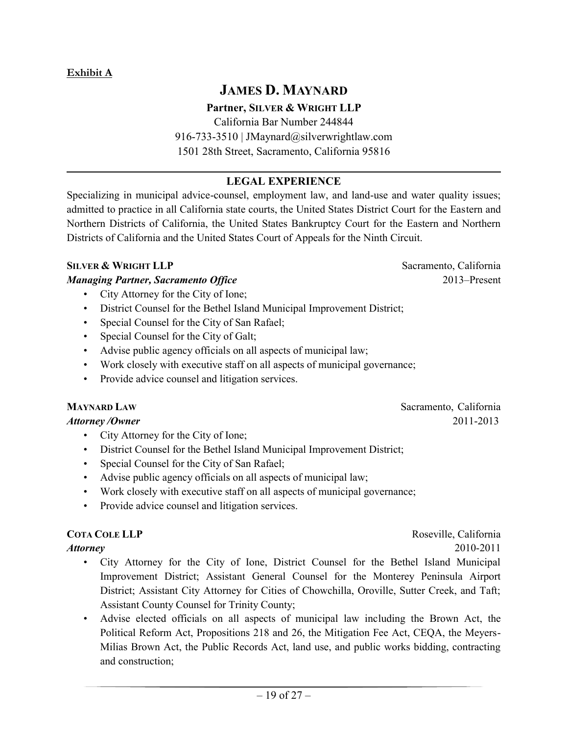**Exhibit A**

# JAMES D. MAYNARD

**Partner, SILVER & WRIGHT LLP**

California Bar Number 244844

916-733-3510 | JMaynard@silverwrightlaw.com

1501 28th Street, Sacramento, California 95816

---

## LEGAL EXPERIENCE

Specializing in municipal advice-counsel, employment law, and land-use and water quality issues; admitted to practice in all California state courts, the United States District Court for the Eastern and Northern Districts of California, the United States Bankruptcy Court for the Eastern and Northern Districts of California and the United States Court of Appeals for the Ninth Circuit.

**SILVER & WRIGHT LLP** — Sacramento, California

***Managing Partner, Sacramento Office*** — 2013–Present

- City Attorney for the City of Ione;
- District Counsel for the Bethel Island Municipal Improvement District;
- Special Counsel for the City of San Rafael;
- Special Counsel for the City of Galt;
- Advise public agency officials on all aspects of municipal law;
- Work closely with executive staff on all aspects of municipal governance;
- Provide advice counsel and litigation services.

**MAYNARD LAW** — Sacramento, California

***Attorney /Owner*** — 2011-2013

- City Attorney for the City of Ione;
- District Counsel for the Bethel Island Municipal Improvement District;
- Special Counsel for the City of San Rafael;
- Advise public agency officials on all aspects of municipal law;
- Work closely with executive staff on all aspects of municipal governance;
- Provide advice counsel and litigation services.

**COTA COLE LLP** — Roseville, California

***Attorney*** — 2010-2011

- City Attorney for the City of Ione, District Counsel for the Bethel Island Municipal Improvement District; Assistant General Counsel for the Monterey Peninsula Airport District; Assistant City Attorney for Cities of Chowchilla, Oroville, Sutter Creek, and Taft; Assistant County Counsel for Trinity County;
- Advise elected officials on all aspects of municipal law including the Brown Act, the Political Reform Act, Propositions 218 and 26, the Mitigation Fee Act, CEQA, the Meyers-Milias Brown Act, the Public Records Act, land use, and public works bidding, contracting and construction;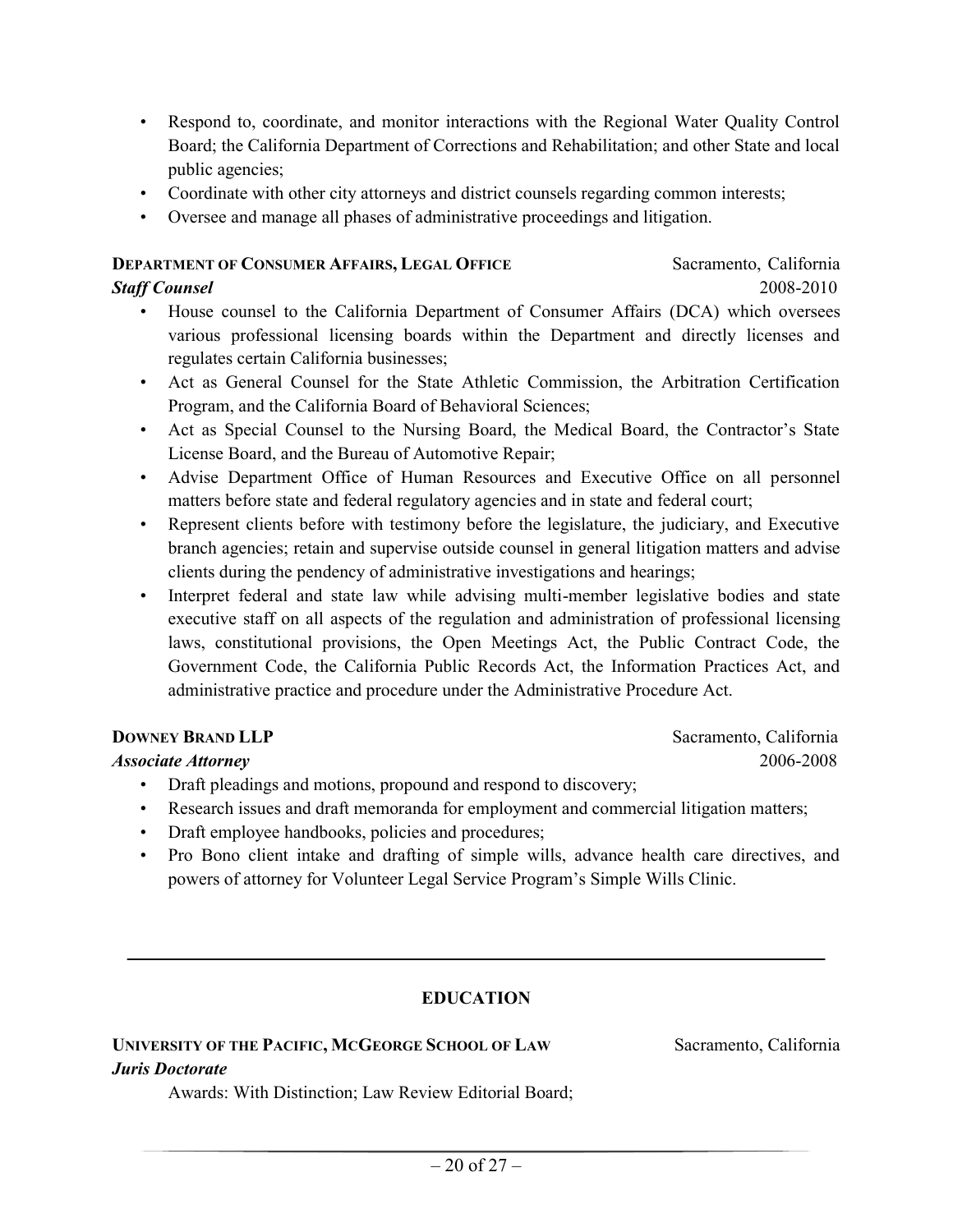- Respond to, coordinate, and monitor interactions with the Regional Water Quality Control Board; the California Department of Corrections and Rehabilitation; and other State and local public agencies;
- Coordinate with other city attorneys and district counsels regarding common interests;
- Oversee and manage all phases of administrative proceedings and litigation.

**DEPARTMENT OF CONSUMER AFFAIRS, LEGAL OFFICE** Sacramento, California
***Staff Counsel*** 2008-2010

- House counsel to the California Department of Consumer Affairs (DCA) which oversees various professional licensing boards within the Department and directly licenses and regulates certain California businesses;
- Act as General Counsel for the State Athletic Commission, the Arbitration Certification Program, and the California Board of Behavioral Sciences;
- Act as Special Counsel to the Nursing Board, the Medical Board, the Contractor's State License Board, and the Bureau of Automotive Repair;
- Advise Department Office of Human Resources and Executive Office on all personnel matters before state and federal regulatory agencies and in state and federal court;
- Represent clients before with testimony before the legislature, the judiciary, and Executive branch agencies; retain and supervise outside counsel in general litigation matters and advise clients during the pendency of administrative investigations and hearings;
- Interpret federal and state law while advising multi-member legislative bodies and state executive staff on all aspects of the regulation and administration of professional licensing laws, constitutional provisions, the Open Meetings Act, the Public Contract Code, the Government Code, the California Public Records Act, the Information Practices Act, and administrative practice and procedure under the Administrative Procedure Act.

**DOWNEY BRAND LLP** Sacramento, California
***Associate Attorney*** 2006-2008

- Draft pleadings and motions, propound and respond to discovery;
- Research issues and draft memoranda for employment and commercial litigation matters;
- Draft employee handbooks, policies and procedures;
- Pro Bono client intake and drafting of simple wills, advance health care directives, and powers of attorney for Volunteer Legal Service Program's Simple Wills Clinic.

---

## EDUCATION

**UNIVERSITY OF THE PACIFIC, MCGEORGE SCHOOL OF LAW** Sacramento, California
***Juris Doctorate***

Awards: With Distinction; Law Review Editorial Board;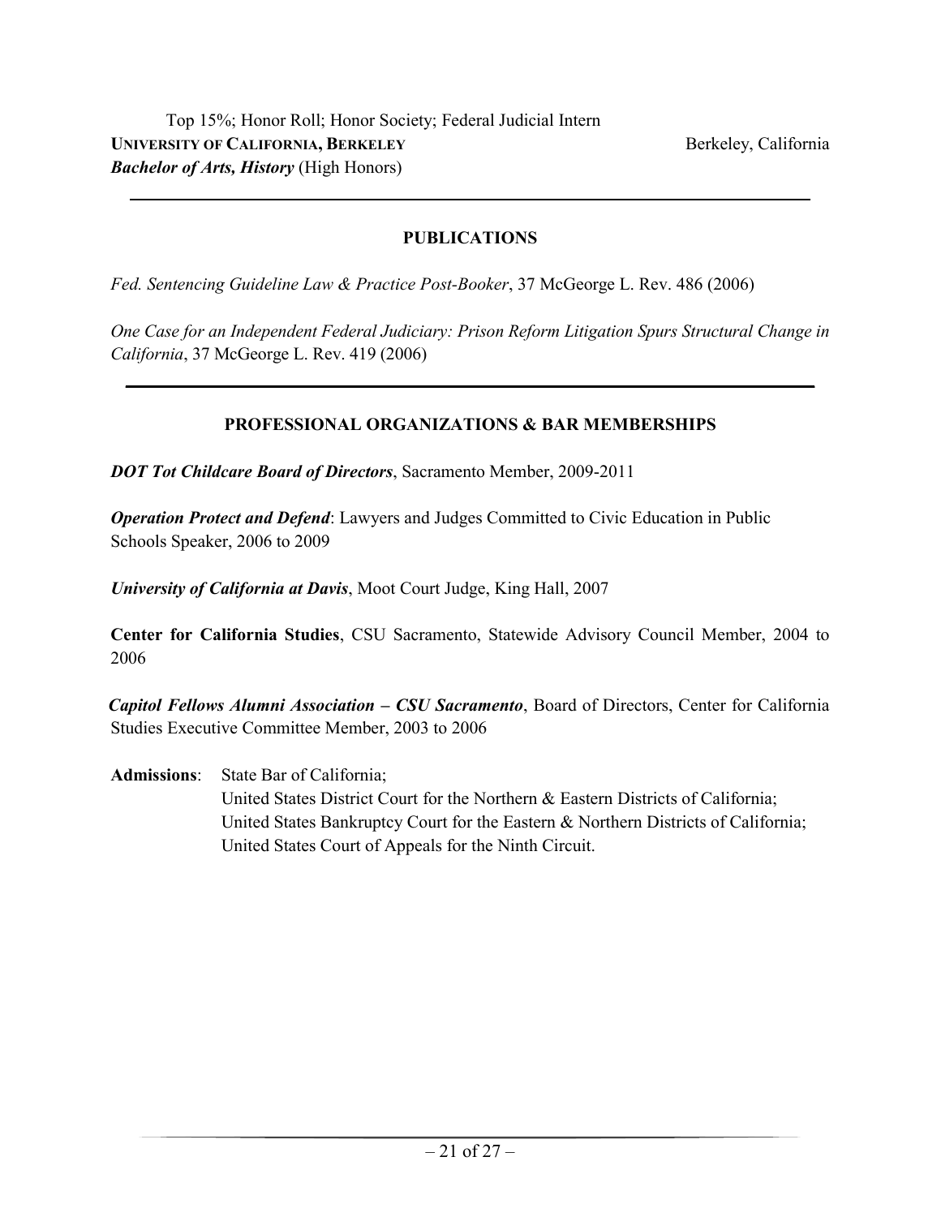Top 15%; Honor Roll; Honor Society; Federal Judicial Intern

**UNIVERSITY OF CALIFORNIA, BERKELEY** Berkeley, California

***Bachelor of Arts, History*** (High Honors)

---

## PUBLICATIONS

*Fed. Sentencing Guideline Law & Practice Post-Booker*, 37 McGeorge L. Rev. 486 (2006)

*One Case for an Independent Federal Judiciary: Prison Reform Litigation Spurs Structural Change in California*, 37 McGeorge L. Rev. 419 (2006)

---

## PROFESSIONAL ORGANIZATIONS & BAR MEMBERSHIPS

***DOT Tot Childcare Board of Directors***, Sacramento Member, 2009-2011

***Operation Protect and Defend***: Lawyers and Judges Committed to Civic Education in Public Schools Speaker, 2006 to 2009

***University of California at Davis***, Moot Court Judge, King Hall, 2007

**Center for California Studies**, CSU Sacramento, Statewide Advisory Council Member, 2004 to 2006

***Capitol Fellows Alumni Association – CSU Sacramento***, Board of Directors, Center for California Studies Executive Committee Member, 2003 to 2006

**Admissions**: State Bar of California;
United States District Court for the Northern & Eastern Districts of California;
United States Bankruptcy Court for the Eastern & Northern Districts of California;
United States Court of Appeals for the Ninth Circuit.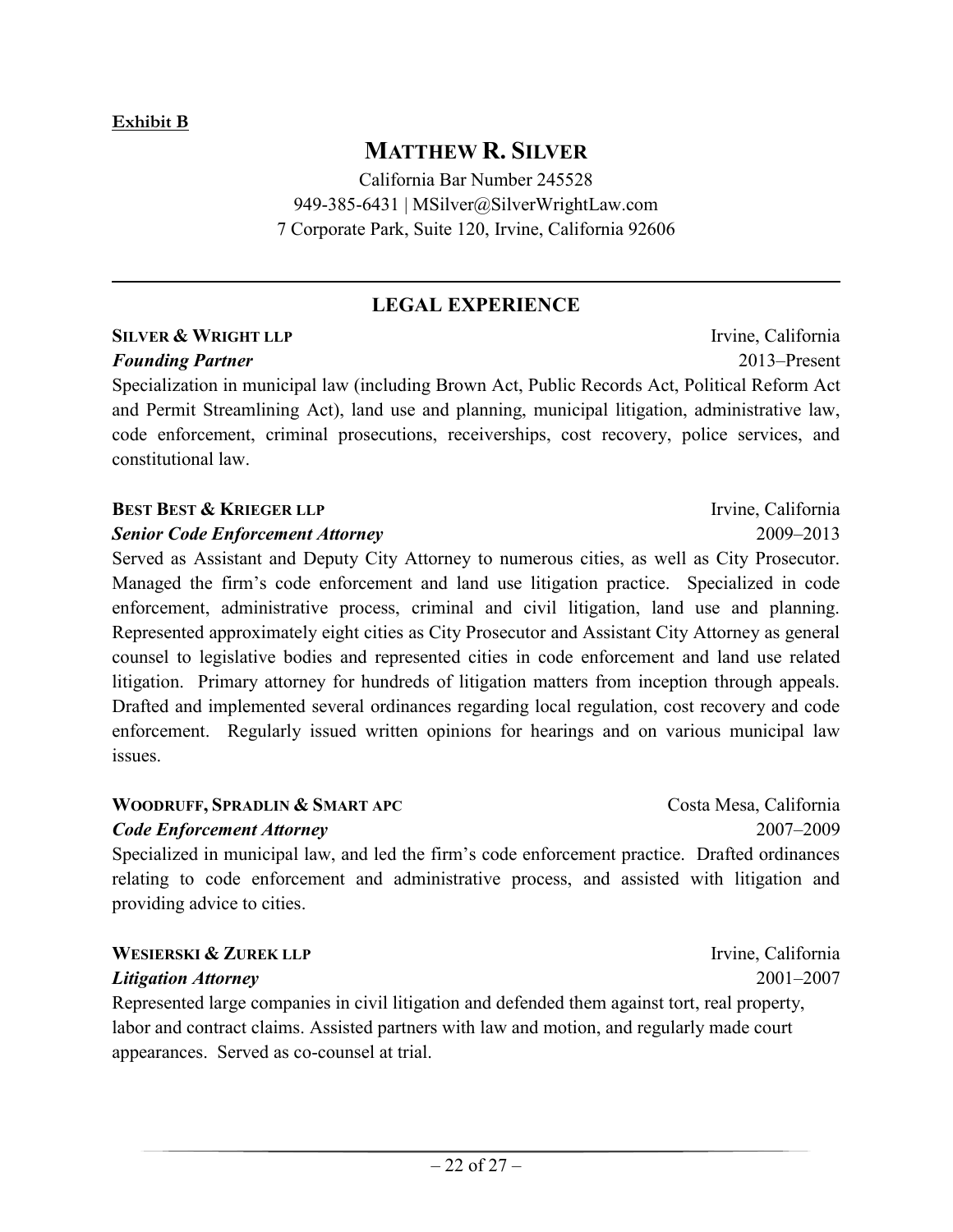**Exhibit B**

# MATTHEW R. SILVER

California Bar Number 245528
949-385-6431 | MSilver@SilverWrightLaw.com
7 Corporate Park, Suite 120, Irvine, California 92606

---

## LEGAL EXPERIENCE

**SILVER & WRIGHT LLP** — Irvine, California
***Founding Partner*** — 2013–Present

Specialization in municipal law (including Brown Act, Public Records Act, Political Reform Act and Permit Streamlining Act), land use and planning, municipal litigation, administrative law, code enforcement, criminal prosecutions, receiverships, cost recovery, police services, and constitutional law.

**BEST BEST & KRIEGER LLP** — Irvine, California
***Senior Code Enforcement Attorney*** — 2009–2013

Served as Assistant and Deputy City Attorney to numerous cities, as well as City Prosecutor. Managed the firm's code enforcement and land use litigation practice. Specialized in code enforcement, administrative process, criminal and civil litigation, land use and planning. Represented approximately eight cities as City Prosecutor and Assistant City Attorney as general counsel to legislative bodies and represented cities in code enforcement and land use related litigation. Primary attorney for hundreds of litigation matters from inception through appeals. Drafted and implemented several ordinances regarding local regulation, cost recovery and code enforcement. Regularly issued written opinions for hearings and on various municipal law issues.

**WOODRUFF, SPRADLIN & SMART APC** — Costa Mesa, California
***Code Enforcement Attorney*** — 2007–2009

Specialized in municipal law, and led the firm's code enforcement practice. Drafted ordinances relating to code enforcement and administrative process, and assisted with litigation and providing advice to cities.

**WESIERSKI & ZUREK LLP** — Irvine, California
***Litigation Attorney*** — 2001–2007

Represented large companies in civil litigation and defended them against tort, real property, labor and contract claims. Assisted partners with law and motion, and regularly made court appearances. Served as co-counsel at trial.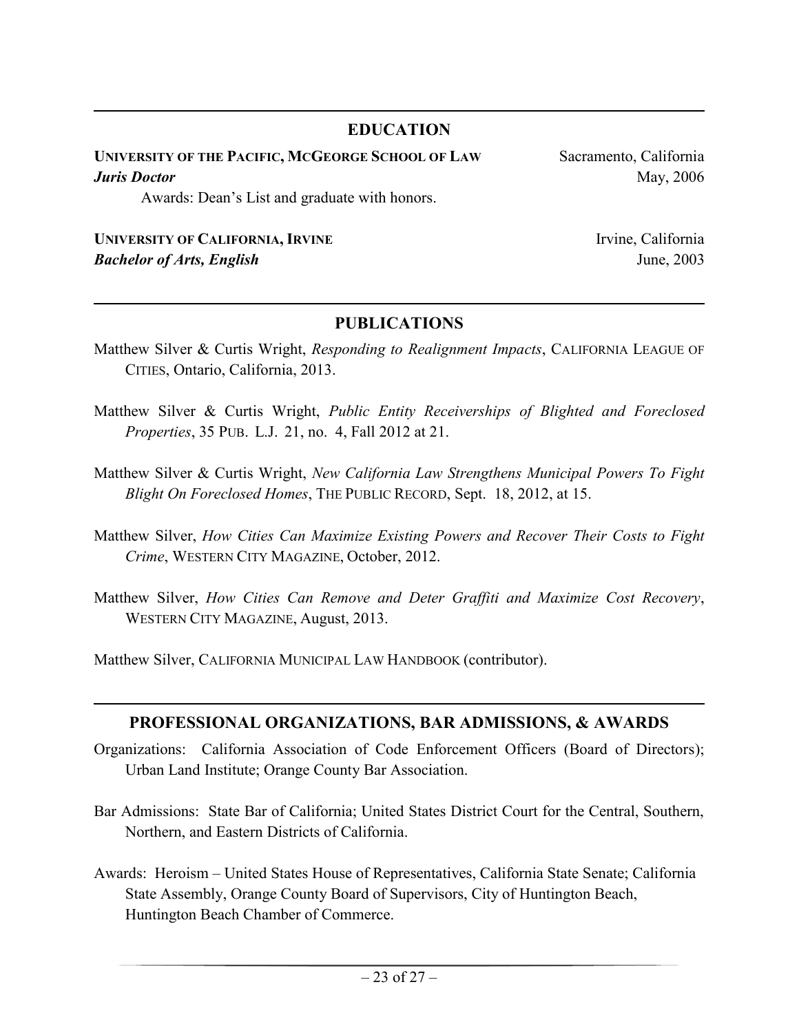## EDUCATION

**UNIVERSITY OF THE PACIFIC, MCGEORGE SCHOOL OF LAW** — Sacramento, California
***Juris Doctor*** — May, 2006

Awards: Dean's List and graduate with honors.

**UNIVERSITY OF CALIFORNIA, IRVINE** — Irvine, California
***Bachelor of Arts, English*** — June, 2003

## PUBLICATIONS

Matthew Silver & Curtis Wright, *Responding to Realignment Impacts*, CALIFORNIA LEAGUE OF CITIES, Ontario, California, 2013.

Matthew Silver & Curtis Wright, *Public Entity Receiverships of Blighted and Foreclosed Properties*, 35 PUB. L.J. 21, no. 4, Fall 2012 at 21.

Matthew Silver & Curtis Wright, *New California Law Strengthens Municipal Powers To Fight Blight On Foreclosed Homes*, THE PUBLIC RECORD, Sept. 18, 2012, at 15.

Matthew Silver, *How Cities Can Maximize Existing Powers and Recover Their Costs to Fight Crime*, WESTERN CITY MAGAZINE, October, 2012.

Matthew Silver, *How Cities Can Remove and Deter Graffiti and Maximize Cost Recovery*, WESTERN CITY MAGAZINE, August, 2013.

Matthew Silver, CALIFORNIA MUNICIPAL LAW HANDBOOK (contributor).

## PROFESSIONAL ORGANIZATIONS, BAR ADMISSIONS, & AWARDS

Organizations: California Association of Code Enforcement Officers (Board of Directors); Urban Land Institute; Orange County Bar Association.

Bar Admissions: State Bar of California; United States District Court for the Central, Southern, Northern, and Eastern Districts of California.

Awards: Heroism – United States House of Representatives, California State Senate; California State Assembly, Orange County Board of Supervisors, City of Huntington Beach, Huntington Beach Chamber of Commerce.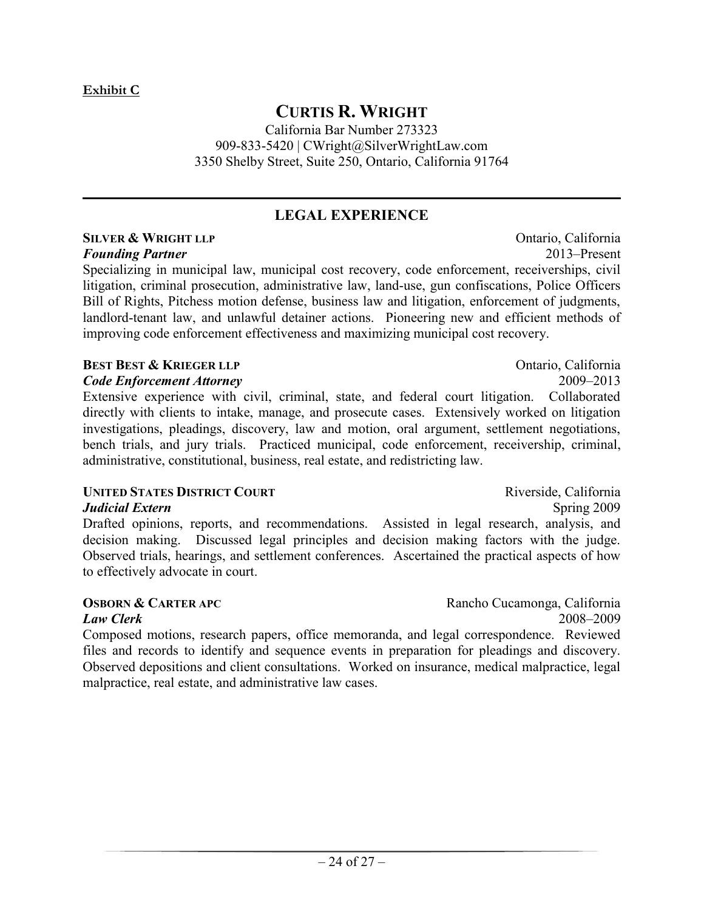**Exhibit C**

# CURTIS R. WRIGHT

California Bar Number 273323
909-833-5420 | CWright@SilverWrightLaw.com
3350 Shelby Street, Suite 250, Ontario, California 91764

---

## LEGAL EXPERIENCE

**SILVER & WRIGHT LLP** — Ontario, California
***Founding Partner*** — 2013–Present

Specializing in municipal law, municipal cost recovery, code enforcement, receiverships, civil litigation, criminal prosecution, administrative law, land-use, gun confiscations, Police Officers Bill of Rights, Pitchess motion defense, business law and litigation, enforcement of judgments, landlord-tenant law, and unlawful detainer actions. Pioneering new and efficient methods of improving code enforcement effectiveness and maximizing municipal cost recovery.

**BEST BEST & KRIEGER LLP** — Ontario, California
***Code Enforcement Attorney*** — 2009–2013

Extensive experience with civil, criminal, state, and federal court litigation. Collaborated directly with clients to intake, manage, and prosecute cases. Extensively worked on litigation investigations, pleadings, discovery, law and motion, oral argument, settlement negotiations, bench trials, and jury trials. Practiced municipal, code enforcement, receivership, criminal, administrative, constitutional, business, real estate, and redistricting law.

**UNITED STATES DISTRICT COURT** — Riverside, California
***Judicial Extern*** — Spring 2009

Drafted opinions, reports, and recommendations. Assisted in legal research, analysis, and decision making. Discussed legal principles and decision making factors with the judge. Observed trials, hearings, and settlement conferences. Ascertained the practical aspects of how to effectively advocate in court.

**OSBORN & CARTER APC** — Rancho Cucamonga, California
***Law Clerk*** — 2008–2009

Composed motions, research papers, office memoranda, and legal correspondence. Reviewed files and records to identify and sequence events in preparation for pleadings and discovery. Observed depositions and client consultations. Worked on insurance, medical malpractice, legal malpractice, real estate, and administrative law cases.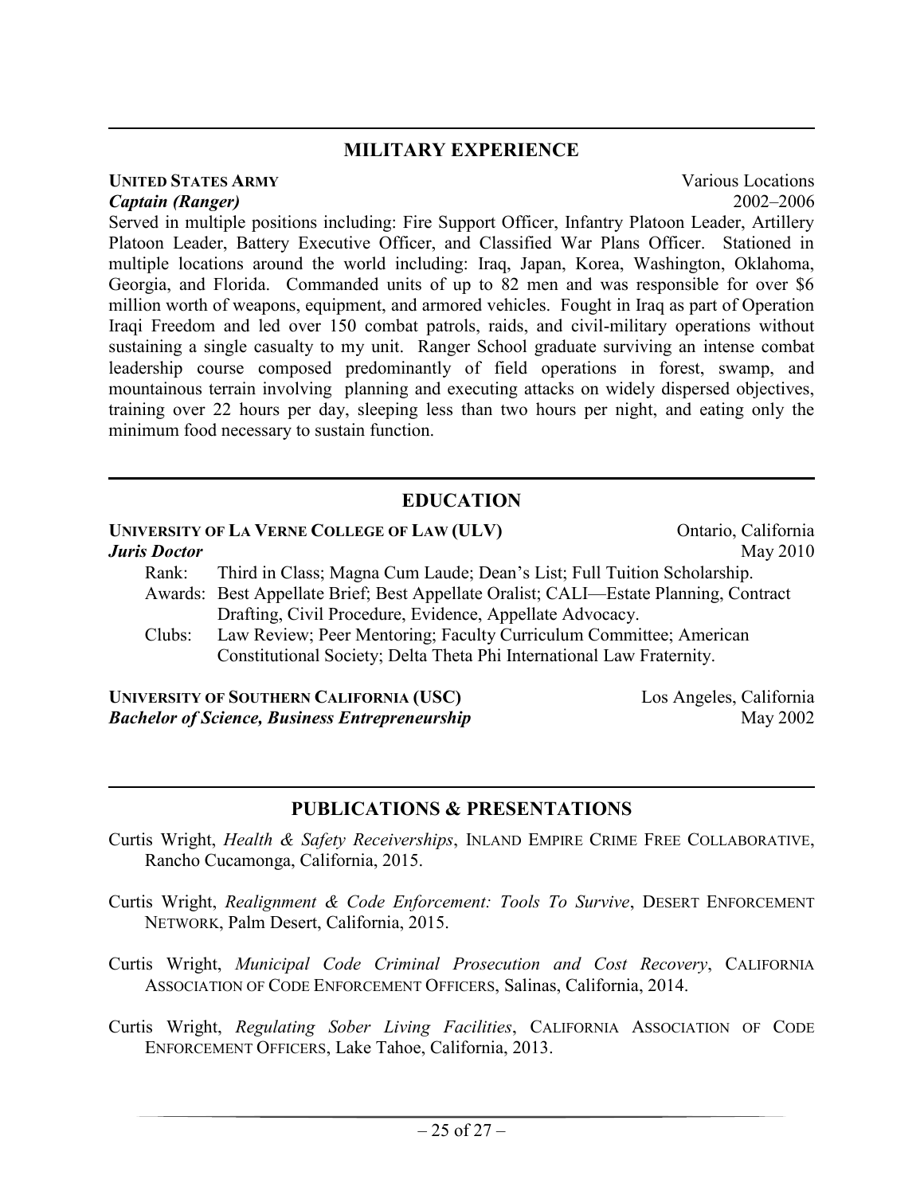## MILITARY EXPERIENCE

**UNITED STATES ARMY** — Various Locations
***Captain (Ranger)*** — 2002–2006

Served in multiple positions including: Fire Support Officer, Infantry Platoon Leader, Artillery Platoon Leader, Battery Executive Officer, and Classified War Plans Officer. Stationed in multiple locations around the world including: Iraq, Japan, Korea, Washington, Oklahoma, Georgia, and Florida. Commanded units of up to 82 men and was responsible for over $6 million worth of weapons, equipment, and armored vehicles. Fought in Iraq as part of Operation Iraqi Freedom and led over 150 combat patrols, raids, and civil-military operations without sustaining a single casualty to my unit. Ranger School graduate surviving an intense combat leadership course composed predominantly of field operations in forest, swamp, and mountainous terrain involving planning and executing attacks on widely dispersed objectives, training over 22 hours per day, sleeping less than two hours per night, and eating only the minimum food necessary to sustain function.

## EDUCATION

**UNIVERSITY OF LA VERNE COLLEGE OF LAW (ULV)** — Ontario, California
***Juris Doctor*** — May 2010

- Rank: Third in Class; Magna Cum Laude; Dean's List; Full Tuition Scholarship.
- Awards: Best Appellate Brief; Best Appellate Oralist; CALI—Estate Planning, Contract Drafting, Civil Procedure, Evidence, Appellate Advocacy.
- Clubs: Law Review; Peer Mentoring; Faculty Curriculum Committee; American Constitutional Society; Delta Theta Phi International Law Fraternity.

**UNIVERSITY OF SOUTHERN CALIFORNIA (USC)** — Los Angeles, California
***Bachelor of Science, Business Entrepreneurship*** — May 2002

## PUBLICATIONS & PRESENTATIONS

Curtis Wright, *Health & Safety Receiverships*, INLAND EMPIRE CRIME FREE COLLABORATIVE, Rancho Cucamonga, California, 2015.

Curtis Wright, *Realignment & Code Enforcement: Tools To Survive*, DESERT ENFORCEMENT NETWORK, Palm Desert, California, 2015.

Curtis Wright, *Municipal Code Criminal Prosecution and Cost Recovery*, CALIFORNIA ASSOCIATION OF CODE ENFORCEMENT OFFICERS, Salinas, California, 2014.

Curtis Wright, *Regulating Sober Living Facilities*, CALIFORNIA ASSOCIATION OF CODE ENFORCEMENT OFFICERS, Lake Tahoe, California, 2013.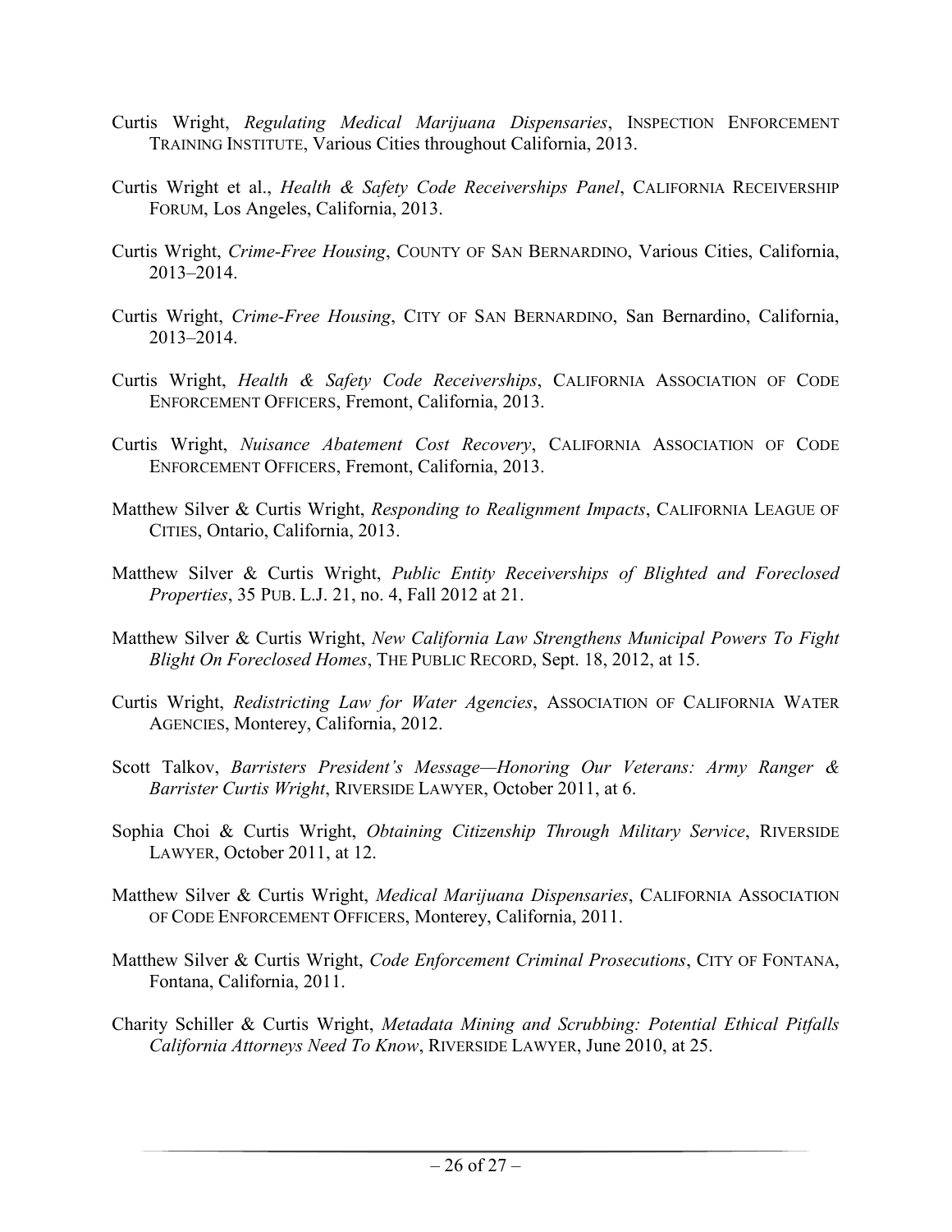Curtis Wright, *Regulating Medical Marijuana Dispensaries*, INSPECTION ENFORCEMENT TRAINING INSTITUTE, Various Cities throughout California, 2013.

Curtis Wright et al., *Health & Safety Code Receiverships Panel*, CALIFORNIA RECEIVERSHIP FORUM, Los Angeles, California, 2013.

Curtis Wright, *Crime-Free Housing*, COUNTY OF SAN BERNARDINO, Various Cities, California, 2013–2014.

Curtis Wright, *Crime-Free Housing*, CITY OF SAN BERNARDINO, San Bernardino, California, 2013–2014.

Curtis Wright, *Health & Safety Code Receiverships*, CALIFORNIA ASSOCIATION OF CODE ENFORCEMENT OFFICERS, Fremont, California, 2013.

Curtis Wright, *Nuisance Abatement Cost Recovery*, CALIFORNIA ASSOCIATION OF CODE ENFORCEMENT OFFICERS, Fremont, California, 2013.

Matthew Silver & Curtis Wright, *Responding to Realignment Impacts*, CALIFORNIA LEAGUE OF CITIES, Ontario, California, 2013.

Matthew Silver & Curtis Wright, *Public Entity Receiverships of Blighted and Foreclosed Properties*, 35 PUB. L.J. 21, no. 4, Fall 2012 at 21.

Matthew Silver & Curtis Wright, *New California Law Strengthens Municipal Powers To Fight Blight On Foreclosed Homes*, THE PUBLIC RECORD, Sept. 18, 2012, at 15.

Curtis Wright, *Redistricting Law for Water Agencies*, ASSOCIATION OF CALIFORNIA WATER AGENCIES, Monterey, California, 2012.

Scott Talkov, *Barristers President's Message—Honoring Our Veterans: Army Ranger & Barrister Curtis Wright*, RIVERSIDE LAWYER, October 2011, at 6.

Sophia Choi & Curtis Wright, *Obtaining Citizenship Through Military Service*, RIVERSIDE LAWYER, October 2011, at 12.

Matthew Silver & Curtis Wright, *Medical Marijuana Dispensaries*, CALIFORNIA ASSOCIATION OF CODE ENFORCEMENT OFFICERS, Monterey, California, 2011.

Matthew Silver & Curtis Wright, *Code Enforcement Criminal Prosecutions*, CITY OF FONTANA, Fontana, California, 2011.

Charity Schiller & Curtis Wright, *Metadata Mining and Scrubbing: Potential Ethical Pitfalls California Attorneys Need To Know*, RIVERSIDE LAWYER, June 2010, at 25.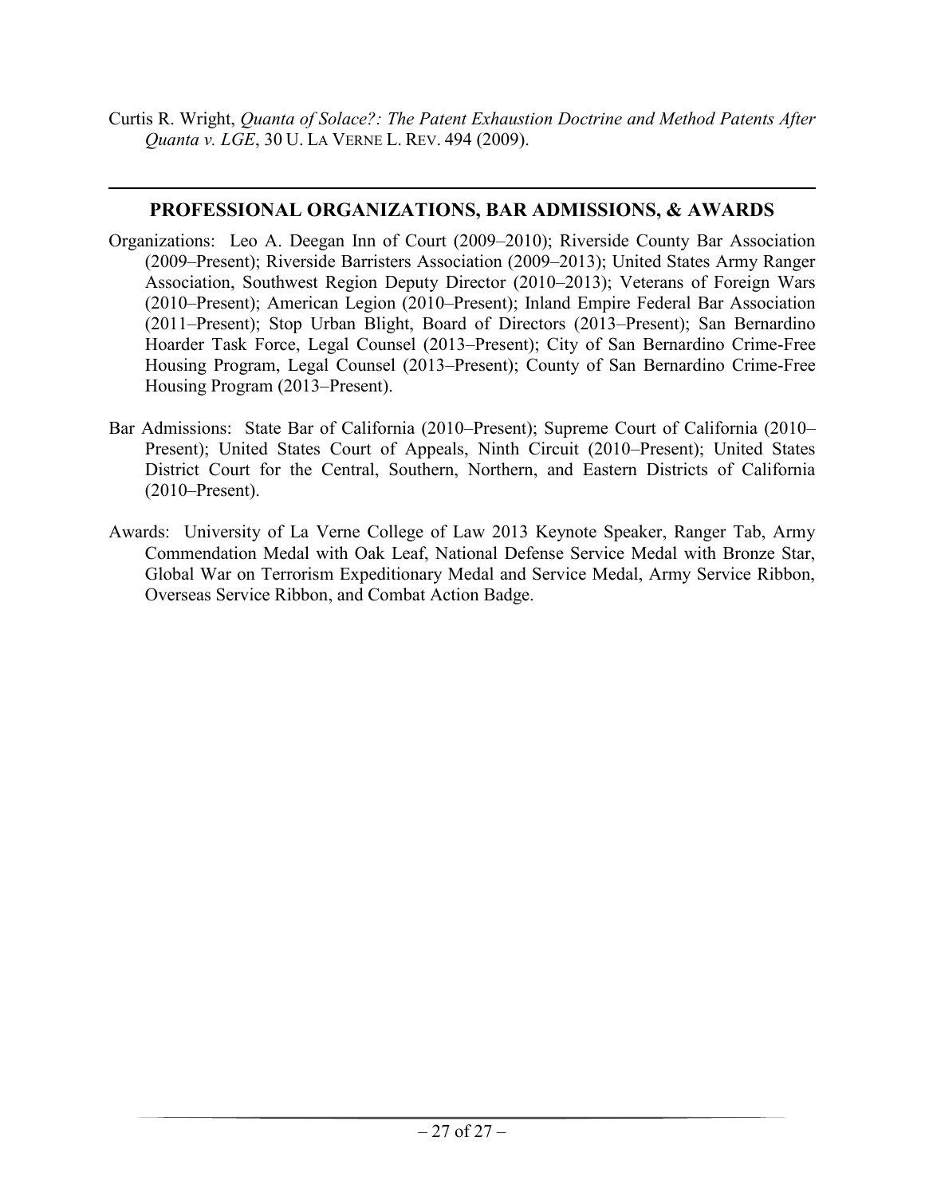Curtis R. Wright, *Quanta of Solace?: The Patent Exhaustion Doctrine and Method Patents After Quanta v. LGE*, 30 U. LA VERNE L. REV. 494 (2009).

---

## PROFESSIONAL ORGANIZATIONS, BAR ADMISSIONS, & AWARDS

Organizations: Leo A. Deegan Inn of Court (2009–2010); Riverside County Bar Association (2009–Present); Riverside Barristers Association (2009–2013); United States Army Ranger Association, Southwest Region Deputy Director (2010–2013); Veterans of Foreign Wars (2010–Present); American Legion (2010–Present); Inland Empire Federal Bar Association (2011–Present); Stop Urban Blight, Board of Directors (2013–Present); San Bernardino Hoarder Task Force, Legal Counsel (2013–Present); City of San Bernardino Crime-Free Housing Program, Legal Counsel (2013–Present); County of San Bernardino Crime-Free Housing Program (2013–Present).

Bar Admissions: State Bar of California (2010–Present); Supreme Court of California (2010–Present); United States Court of Appeals, Ninth Circuit (2010–Present); United States District Court for the Central, Southern, Northern, and Eastern Districts of California (2010–Present).

Awards: University of La Verne College of Law 2013 Keynote Speaker, Ranger Tab, Army Commendation Medal with Oak Leaf, National Defense Service Medal with Bronze Star, Global War on Terrorism Expeditionary Medal and Service Medal, Army Service Ribbon, Overseas Service Ribbon, and Combat Action Badge.